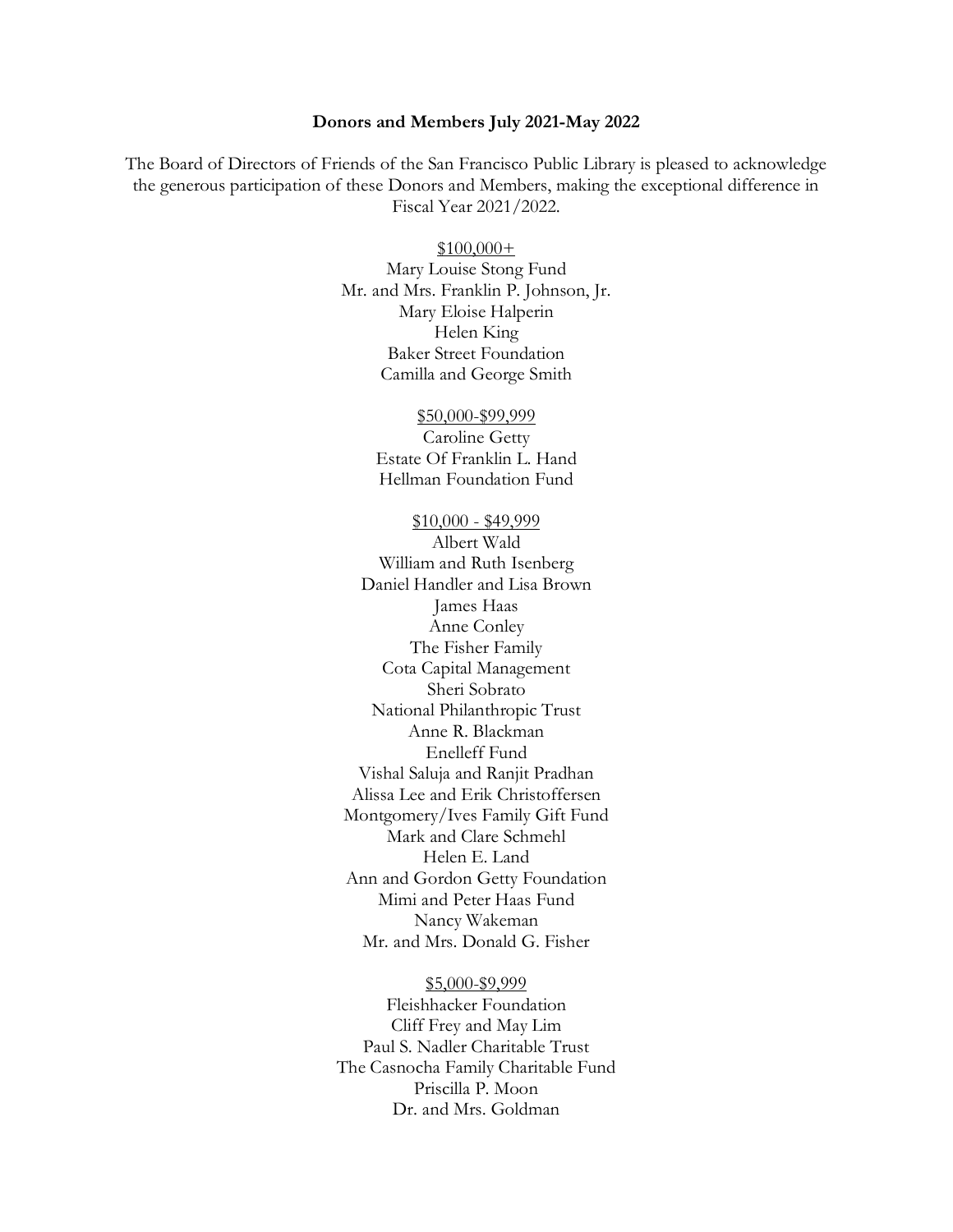**Donors and Members July 2021-May 2022**

The Board of Directors of Friends of the San Francisco Public Library is pleased to acknowledge the generous participation of these Donors and Members, making the exceptional difference in Fiscal Year 2021/2022.

$100,000+

Mary Louise Stong Fund
Mr. and Mrs. Franklin P. Johnson, Jr.
Mary Eloise Halperin
Helen King
Baker Street Foundation
Camilla and George Smith

$50,000-$99,999

Caroline Getty
Estate Of Franklin L. Hand
Hellman Foundation Fund

$10,000 - $49,999

Albert Wald
William and Ruth Isenberg
Daniel Handler and Lisa Brown
James Haas
Anne Conley
The Fisher Family
Cota Capital Management
Sheri Sobrato
National Philanthropic Trust
Anne R. Blackman
Enelleff Fund
Vishal Saluja and Ranjit Pradhan
Alissa Lee and Erik Christoffersen
Montgomery/Ives Family Gift Fund
Mark and Clare Schmehl
Helen E. Land
Ann and Gordon Getty Foundation
Mimi and Peter Haas Fund
Nancy Wakeman
Mr. and Mrs. Donald G. Fisher

$5,000-$9,999

Fleishhacker Foundation
Cliff Frey and May Lim
Paul S. Nadler Charitable Trust
The Casnocha Family Charitable Fund
Priscilla P. Moon
Dr. and Mrs. Goldman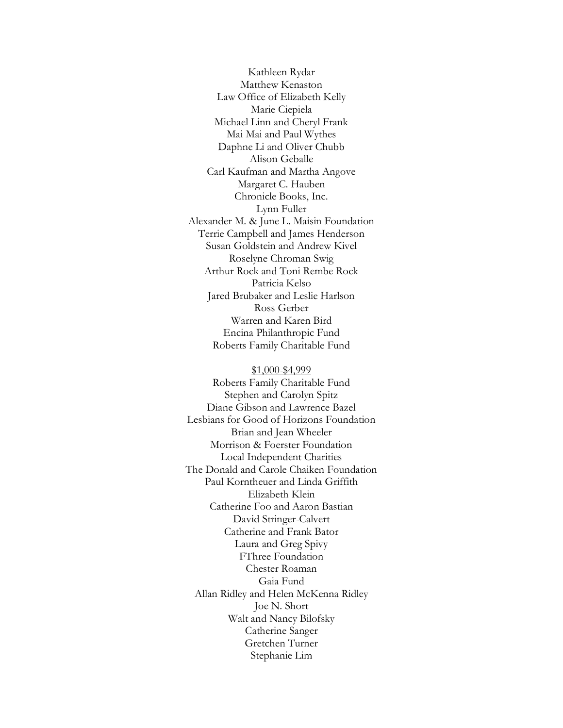Kathleen Rydar
Matthew Kenaston
Law Office of Elizabeth Kelly
Marie Ciepiela
Michael Linn and Cheryl Frank
Mai Mai and Paul Wythes
Daphne Li and Oliver Chubb
Alison Geballe
Carl Kaufman and Martha Angove
Margaret C. Hauben
Chronicle Books, Inc.
Lynn Fuller
Alexander M. & June L. Maisin Foundation
Terrie Campbell and James Henderson
Susan Goldstein and Andrew Kivel
Roselyne Chroman Swig
Arthur Rock and Toni Rembe Rock
Patricia Kelso
Jared Brubaker and Leslie Harlson
Ross Gerber
Warren and Karen Bird
Encina Philanthropic Fund
Roberts Family Charitable Fund

<u>$1,000-$4,999</u>

Roberts Family Charitable Fund
Stephen and Carolyn Spitz
Diane Gibson and Lawrence Bazel
Lesbians for Good of Horizons Foundation
Brian and Jean Wheeler
Morrison & Foerster Foundation
Local Independent Charities
The Donald and Carole Chaiken Foundation
Paul Korntheuer and Linda Griffith
Elizabeth Klein
Catherine Foo and Aaron Bastian
David Stringer-Calvert
Catherine and Frank Bator
Laura and Greg Spivy
FThree Foundation
Chester Roaman
Gaia Fund
Allan Ridley and Helen McKenna Ridley
Joe N. Short
Walt and Nancy Bilofsky
Catherine Sanger
Gretchen Turner
Stephanie Lim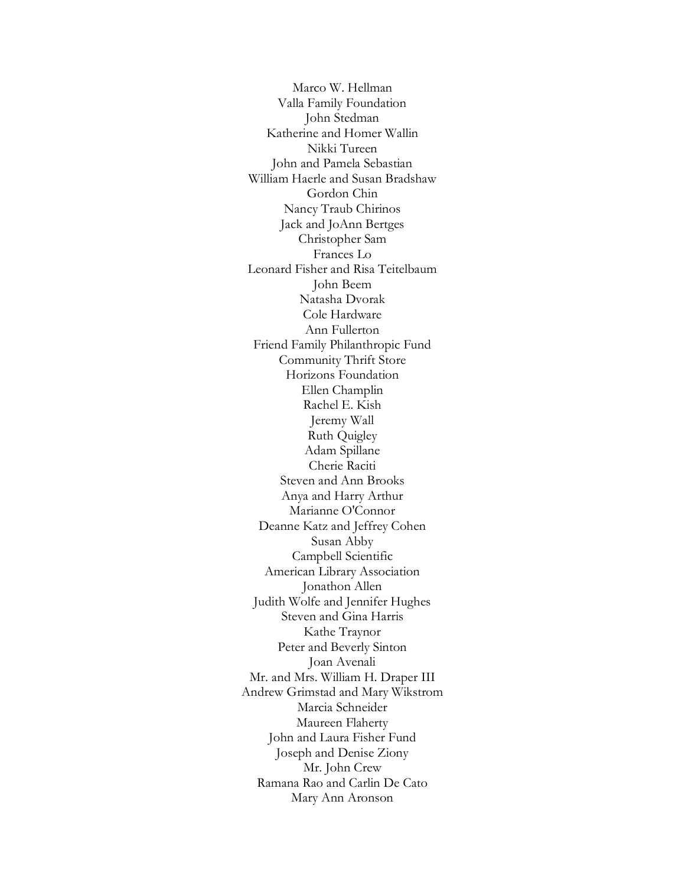Marco W. Hellman
Valla Family Foundation
John Stedman
Katherine and Homer Wallin
Nikki Tureen
John and Pamela Sebastian
William Haerle and Susan Bradshaw
Gordon Chin
Nancy Traub Chirinos
Jack and JoAnn Bertges
Christopher Sam
Frances Lo
Leonard Fisher and Risa Teitelbaum
John Beem
Natasha Dvorak
Cole Hardware
Ann Fullerton
Friend Family Philanthropic Fund
Community Thrift Store
Horizons Foundation
Ellen Champlin
Rachel E. Kish
Jeremy Wall
Ruth Quigley
Adam Spillane
Cherie Raciti
Steven and Ann Brooks
Anya and Harry Arthur
Marianne O'Connor
Deanne Katz and Jeffrey Cohen
Susan Abby
Campbell Scientific
American Library Association
Jonathon Allen
Judith Wolfe and Jennifer Hughes
Steven and Gina Harris
Kathe Traynor
Peter and Beverly Sinton
Joan Avenali
Mr. and Mrs. William H. Draper III
Andrew Grimstad and Mary Wikstrom
Marcia Schneider
Maureen Flaherty
John and Laura Fisher Fund
Joseph and Denise Ziony
Mr. John Crew
Ramana Rao and Carlin De Cato
Mary Ann Aronson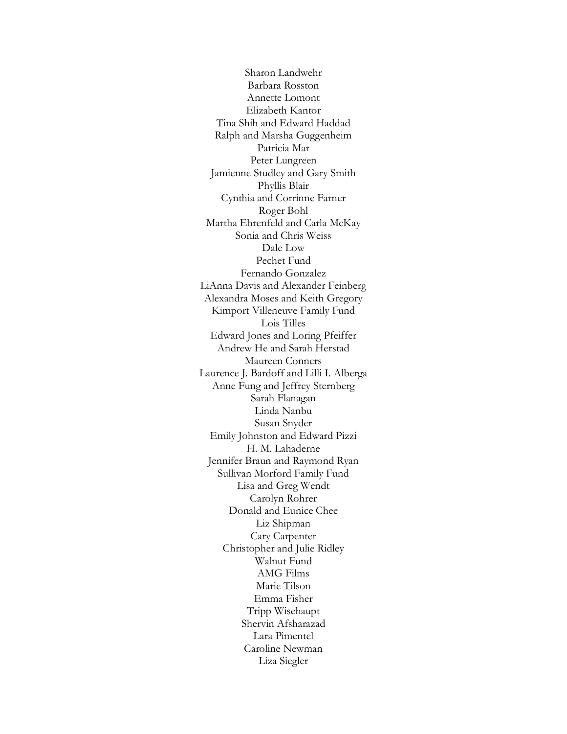Sharon Landwehr
Barbara Rosston
Annette Lomont
Elizabeth Kantor
Tina Shih and Edward Haddad
Ralph and Marsha Guggenheim
Patricia Mar
Peter Lungreen
Jamienne Studley and Gary Smith
Phyllis Blair
Cynthia and Corrinne Farner
Roger Bohl
Martha Ehrenfeld and Carla McKay
Sonia and Chris Weiss
Dale Low
Pechet Fund
Fernando Gonzalez
LiAnna Davis and Alexander Feinberg
Alexandra Moses and Keith Gregory
Kimport Villeneuve Family Fund
Lois Tilles
Edward Jones and Loring Pfeiffer
Andrew He and Sarah Herstad
Maureen Conners
Laurence J. Bardoff and Lilli I. Alberga
Anne Fung and Jeffrey Sternberg
Sarah Flanagan
Linda Nanbu
Susan Snyder
Emily Johnston and Edward Pizzi
H. M. Lahaderne
Jennifer Braun and Raymond Ryan
Sullivan Morford Family Fund
Lisa and Greg Wendt
Carolyn Rohrer
Donald and Eunice Chee
Liz Shipman
Cary Carpenter
Christopher and Julie Ridley
Walnut Fund
AMG Films
Marie Tilson
Emma Fisher
Tripp Wisehaupt
Shervin Afsharazad
Lara Pimentel
Caroline Newman
Liza Siegler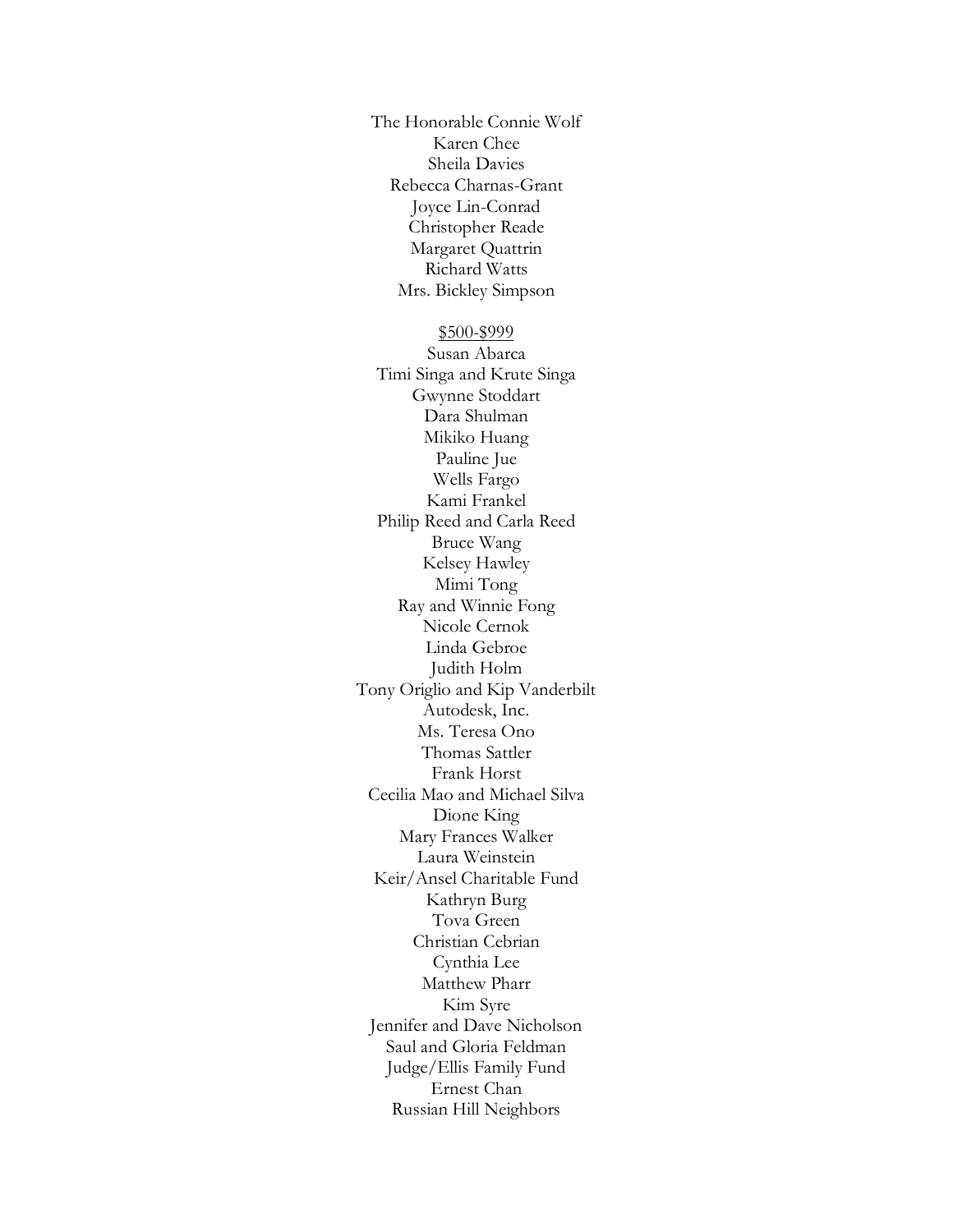The Honorable Connie Wolf
Karen Chee
Sheila Davies
Rebecca Charnas-Grant
Joyce Lin-Conrad
Christopher Reade
Margaret Quattrin
Richard Watts
Mrs. Bickley Simpson

<u>$500-$999</u>

Susan Abarca
Timi Singa and Krute Singa
Gwynne Stoddart
Dara Shulman
Mikiko Huang
Pauline Jue
Wells Fargo
Kami Frankel
Philip Reed and Carla Reed
Bruce Wang
Kelsey Hawley
Mimi Tong
Ray and Winnie Fong
Nicole Cernok
Linda Gebroe
Judith Holm
Tony Origlio and Kip Vanderbilt
Autodesk, Inc.
Ms. Teresa Ono
Thomas Sattler
Frank Horst
Cecilia Mao and Michael Silva
Dione King
Mary Frances Walker
Laura Weinstein
Keir/Ansel Charitable Fund
Kathryn Burg
Tova Green
Christian Cebrian
Cynthia Lee
Matthew Pharr
Kim Syre
Jennifer and Dave Nicholson
Saul and Gloria Feldman
Judge/Ellis Family Fund
Ernest Chan
Russian Hill Neighbors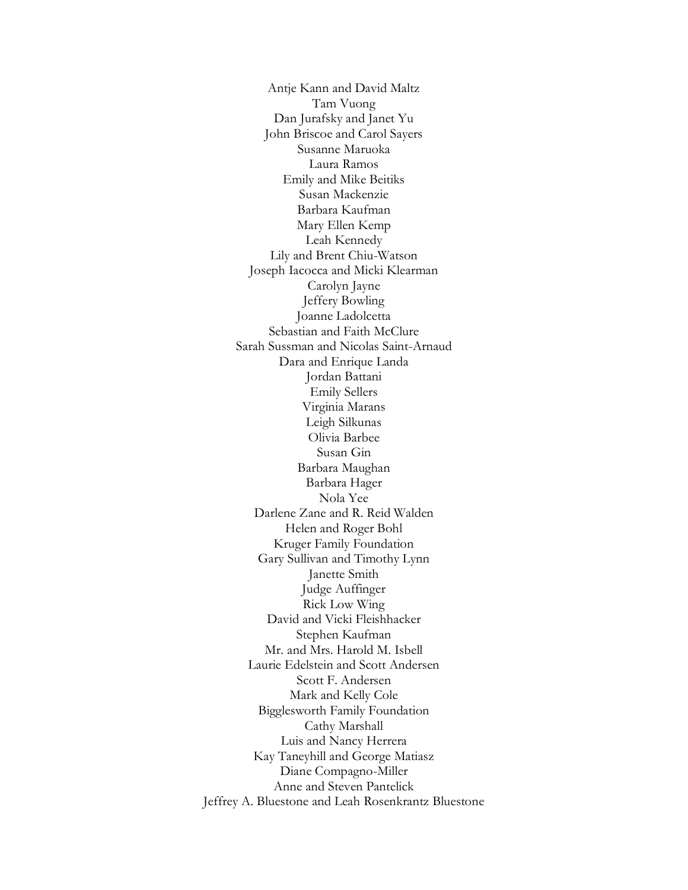Antje Kann and David Maltz
Tam Vuong
Dan Jurafsky and Janet Yu
John Briscoe and Carol Sayers
Susanne Maruoka
Laura Ramos
Emily and Mike Beitiks
Susan Mackenzie
Barbara Kaufman
Mary Ellen Kemp
Leah Kennedy
Lily and Brent Chiu-Watson
Joseph Iacocca and Micki Klearman
Carolyn Jayne
Jeffery Bowling
Joanne Ladolcetta
Sebastian and Faith McClure
Sarah Sussman and Nicolas Saint-Arnaud
Dara and Enrique Landa
Jordan Battani
Emily Sellers
Virginia Marans
Leigh Silkunas
Olivia Barbee
Susan Gin
Barbara Maughan
Barbara Hager
Nola Yee
Darlene Zane and R. Reid Walden
Helen and Roger Bohl
Kruger Family Foundation
Gary Sullivan and Timothy Lynn
Janette Smith
Judge Auffinger
Rick Low Wing
David and Vicki Fleishhacker
Stephen Kaufman
Mr. and Mrs. Harold M. Isbell
Laurie Edelstein and Scott Andersen
Scott F. Andersen
Mark and Kelly Cole
Bigglesworth Family Foundation
Cathy Marshall
Luis and Nancy Herrera
Kay Taneyhill and George Matiasz
Diane Compagno-Miller
Anne and Steven Pantelick
Jeffrey A. Bluestone and Leah Rosenkrantz Bluestone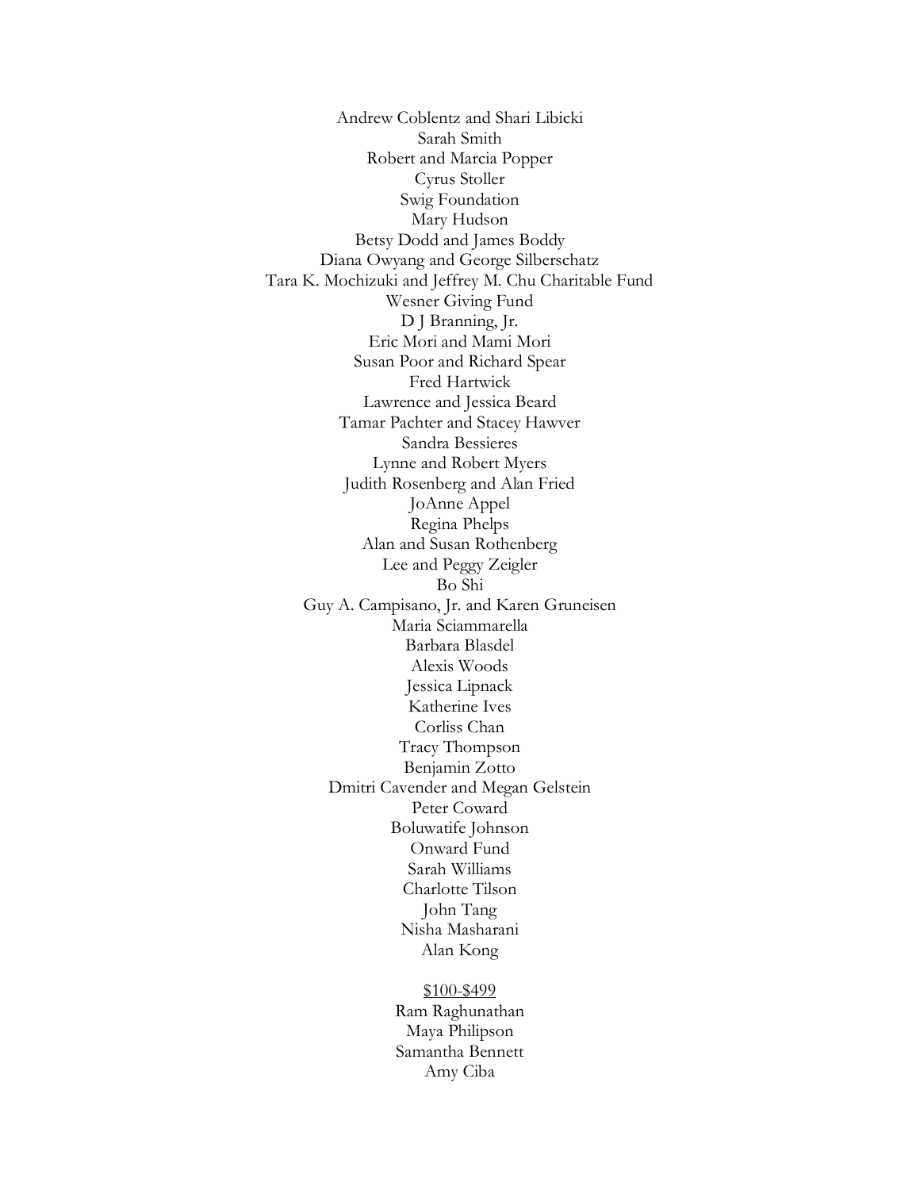Andrew Coblentz and Shari Libicki
Sarah Smith
Robert and Marcia Popper
Cyrus Stoller
Swig Foundation
Mary Hudson
Betsy Dodd and James Boddy
Diana Owyang and George Silberschatz
Tara K. Mochizuki and Jeffrey M. Chu Charitable Fund
Wesner Giving Fund
D J Branning, Jr.
Eric Mori and Mami Mori
Susan Poor and Richard Spear
Fred Hartwick
Lawrence and Jessica Beard
Tamar Pachter and Stacey Hawver
Sandra Bessieres
Lynne and Robert Myers
Judith Rosenberg and Alan Fried
JoAnne Appel
Regina Phelps
Alan and Susan Rothenberg
Lee and Peggy Zeigler
Bo Shi
Guy A. Campisano, Jr. and Karen Gruneisen
Maria Sciammarella
Barbara Blasdel
Alexis Woods
Jessica Lipnack
Katherine Ives
Corliss Chan
Tracy Thompson
Benjamin Zotto
Dmitri Cavender and Megan Gelstein
Peter Coward
Boluwatife Johnson
Onward Fund
Sarah Williams
Charlotte Tilson
John Tang
Nisha Masharani
Alan Kong

<u>$100-$499</u>

Ram Raghunathan
Maya Philipson
Samantha Bennett
Amy Ciba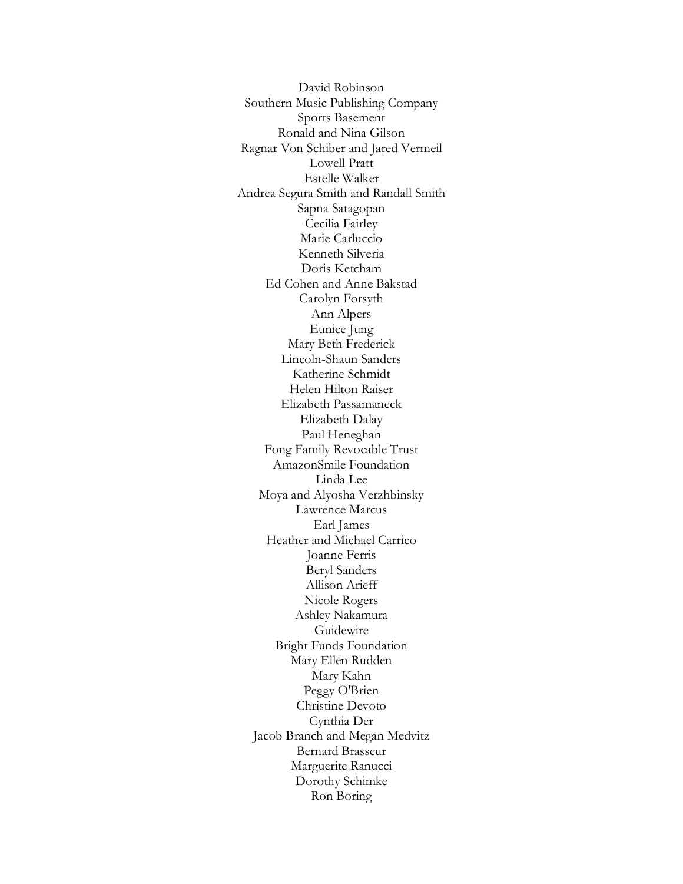David Robinson
Southern Music Publishing Company
Sports Basement
Ronald and Nina Gilson
Ragnar Von Schiber and Jared Vermeil
Lowell Pratt
Estelle Walker
Andrea Segura Smith and Randall Smith
Sapna Satagopan
Cecilia Fairley
Marie Carluccio
Kenneth Silveria
Doris Ketcham
Ed Cohen and Anne Bakstad
Carolyn Forsyth
Ann Alpers
Eunice Jung
Mary Beth Frederick
Lincoln-Shaun Sanders
Katherine Schmidt
Helen Hilton Raiser
Elizabeth Passamaneck
Elizabeth Dalay
Paul Heneghan
Fong Family Revocable Trust
AmazonSmile Foundation
Linda Lee
Moya and Alyosha Verzhbinsky
Lawrence Marcus
Earl James
Heather and Michael Carrico
Joanne Ferris
Beryl Sanders
Allison Arieff
Nicole Rogers
Ashley Nakamura
Guidewire
Bright Funds Foundation
Mary Ellen Rudden
Mary Kahn
Peggy O'Brien
Christine Devoto
Cynthia Der
Jacob Branch and Megan Medvitz
Bernard Brasseur
Marguerite Ranucci
Dorothy Schimke
Ron Boring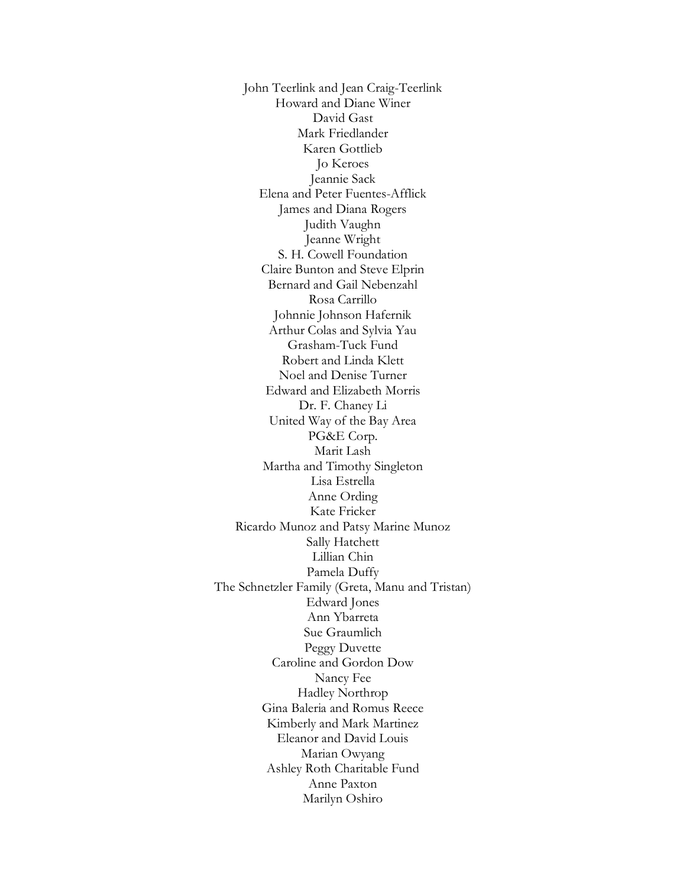John Teerlink and Jean Craig-Teerlink
Howard and Diane Winer
David Gast
Mark Friedlander
Karen Gottlieb
Jo Keroes
Jeannie Sack
Elena and Peter Fuentes-Afflick
James and Diana Rogers
Judith Vaughn
Jeanne Wright
S. H. Cowell Foundation
Claire Bunton and Steve Elprin
Bernard and Gail Nebenzahl
Rosa Carrillo
Johnnie Johnson Hafernik
Arthur Colas and Sylvia Yau
Grasham-Tuck Fund
Robert and Linda Klett
Noel and Denise Turner
Edward and Elizabeth Morris
Dr. F. Chaney Li
United Way of the Bay Area
PG&E Corp.
Marit Lash
Martha and Timothy Singleton
Lisa Estrella
Anne Ording
Kate Fricker
Ricardo Munoz and Patsy Marine Munoz
Sally Hatchett
Lillian Chin
Pamela Duffy
The Schnetzler Family (Greta, Manu and Tristan)
Edward Jones
Ann Ybarreta
Sue Graumlich
Peggy Duvette
Caroline and Gordon Dow
Nancy Fee
Hadley Northrop
Gina Baleria and Romus Reece
Kimberly and Mark Martinez
Eleanor and David Louis
Marian Owyang
Ashley Roth Charitable Fund
Anne Paxton
Marilyn Oshiro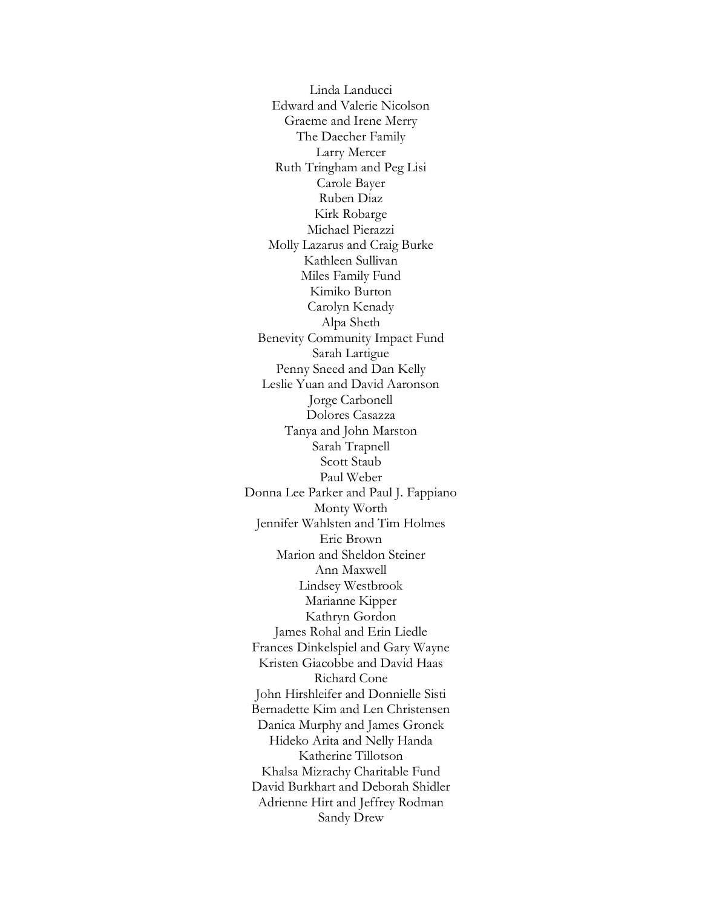Linda Landucci
Edward and Valerie Nicolson
Graeme and Irene Merry
The Daecher Family
Larry Mercer
Ruth Tringham and Peg Lisi
Carole Bayer
Ruben Diaz
Kirk Robarge
Michael Pierazzi
Molly Lazarus and Craig Burke
Kathleen Sullivan
Miles Family Fund
Kimiko Burton
Carolyn Kenady
Alpa Sheth
Benevity Community Impact Fund
Sarah Lartigue
Penny Sneed and Dan Kelly
Leslie Yuan and David Aaronson
Jorge Carbonell
Dolores Casazza
Tanya and John Marston
Sarah Trapnell
Scott Staub
Paul Weber
Donna Lee Parker and Paul J. Fappiano
Monty Worth
Jennifer Wahlsten and Tim Holmes
Eric Brown
Marion and Sheldon Steiner
Ann Maxwell
Lindsey Westbrook
Marianne Kipper
Kathryn Gordon
James Rohal and Erin Liedle
Frances Dinkelspiel and Gary Wayne
Kristen Giacobbe and David Haas
Richard Cone
John Hirshleifer and Donnielle Sisti
Bernadette Kim and Len Christensen
Danica Murphy and James Gronek
Hideko Arita and Nelly Handa
Katherine Tillotson
Khalsa Mizrachy Charitable Fund
David Burkhart and Deborah Shidler
Adrienne Hirt and Jeffrey Rodman
Sandy Drew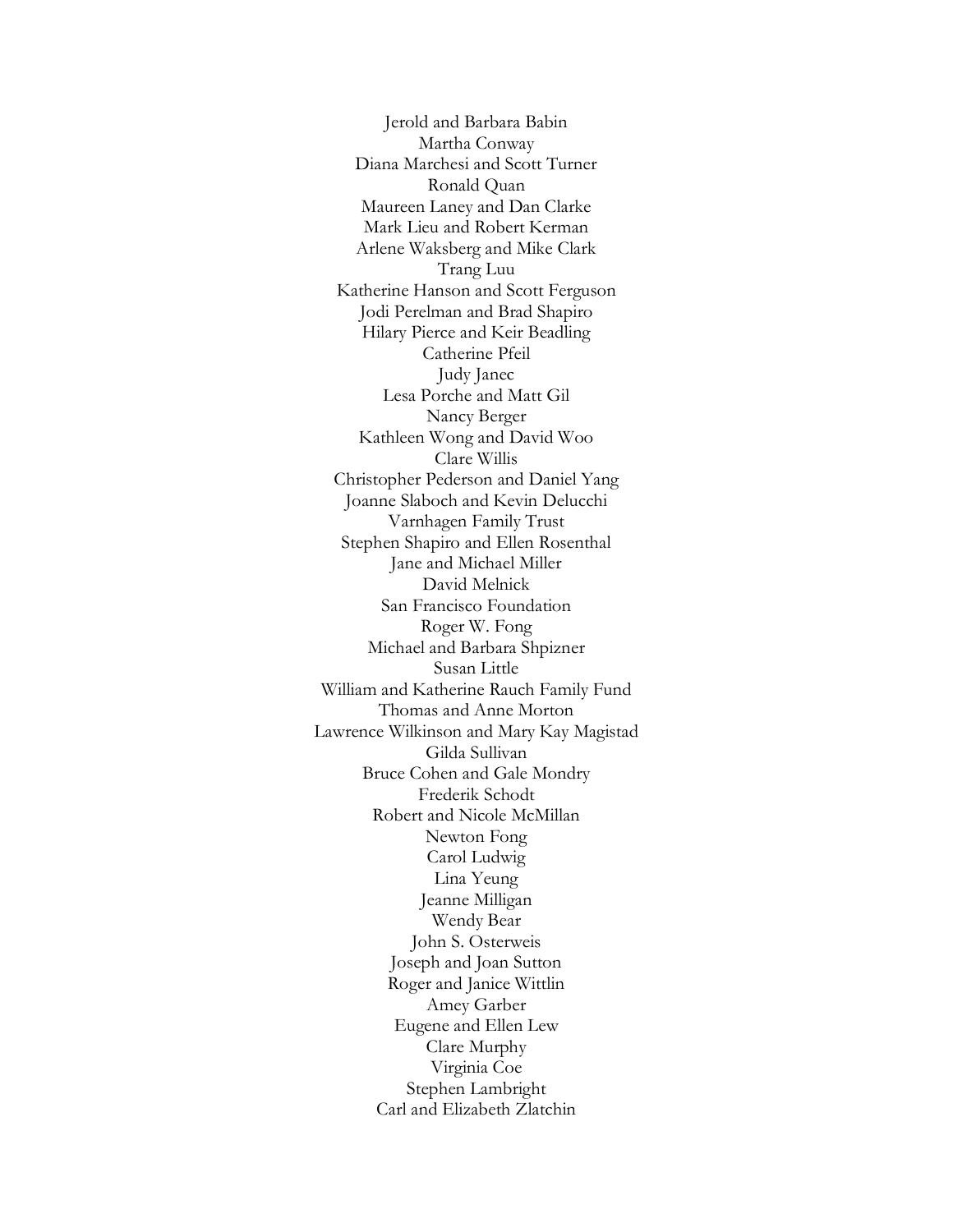Jerold and Barbara Babin
Martha Conway
Diana Marchesi and Scott Turner
Ronald Quan
Maureen Laney and Dan Clarke
Mark Lieu and Robert Kerman
Arlene Waksberg and Mike Clark
Trang Luu
Katherine Hanson and Scott Ferguson
Jodi Perelman and Brad Shapiro
Hilary Pierce and Keir Beadling
Catherine Pfeil
Judy Janec
Lesa Porche and Matt Gil
Nancy Berger
Kathleen Wong and David Woo
Clare Willis
Christopher Pederson and Daniel Yang
Joanne Slaboch and Kevin Delucchi
Varnhagen Family Trust
Stephen Shapiro and Ellen Rosenthal
Jane and Michael Miller
David Melnick
San Francisco Foundation
Roger W. Fong
Michael and Barbara Shpizner
Susan Little
William and Katherine Rauch Family Fund
Thomas and Anne Morton
Lawrence Wilkinson and Mary Kay Magistad
Gilda Sullivan
Bruce Cohen and Gale Mondry
Frederik Schodt
Robert and Nicole McMillan
Newton Fong
Carol Ludwig
Lina Yeung
Jeanne Milligan
Wendy Bear
John S. Osterweis
Joseph and Joan Sutton
Roger and Janice Wittlin
Amey Garber
Eugene and Ellen Lew
Clare Murphy
Virginia Coe
Stephen Lambright
Carl and Elizabeth Zlatchin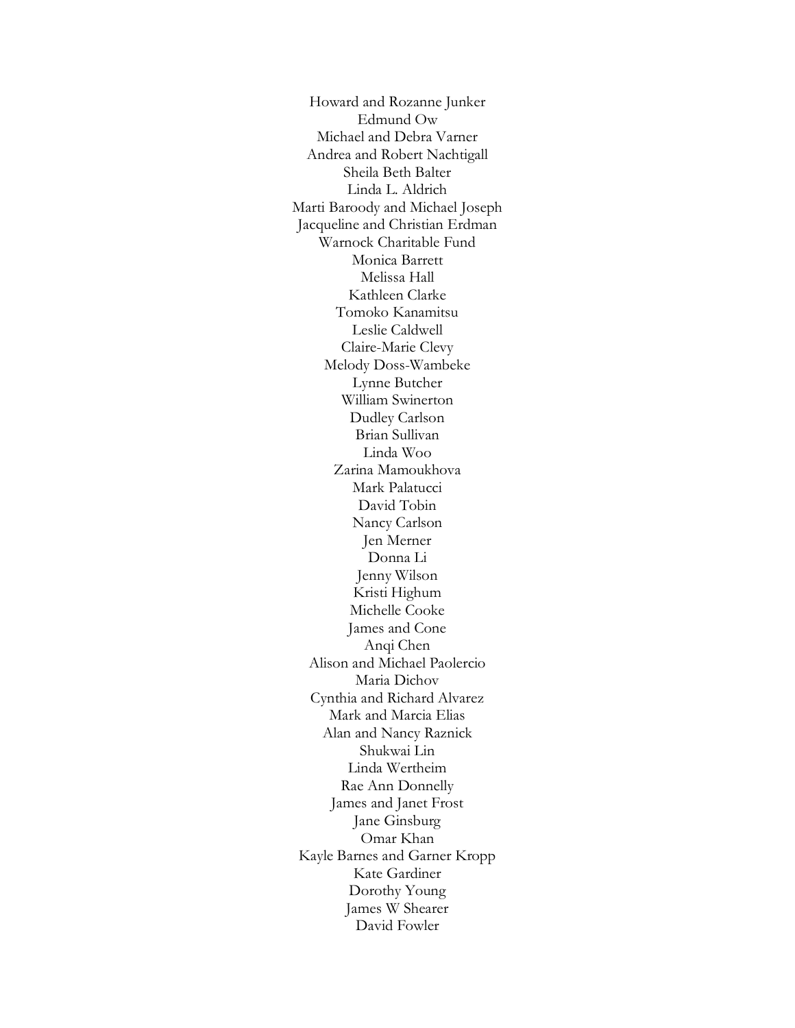Howard and Rozanne Junker
Edmund Ow
Michael and Debra Varner
Andrea and Robert Nachtigall
Sheila Beth Balter
Linda L. Aldrich
Marti Baroody and Michael Joseph
Jacqueline and Christian Erdman
Warnock Charitable Fund
Monica Barrett
Melissa Hall
Kathleen Clarke
Tomoko Kanamitsu
Leslie Caldwell
Claire-Marie Clevy
Melody Doss-Wambeke
Lynne Butcher
William Swinerton
Dudley Carlson
Brian Sullivan
Linda Woo
Zarina Mamoukhova
Mark Palatucci
David Tobin
Nancy Carlson
Jen Merner
Donna Li
Jenny Wilson
Kristi Highum
Michelle Cooke
James and Cone
Anqi Chen
Alison and Michael Paolercio
Maria Dichov
Cynthia and Richard Alvarez
Mark and Marcia Elias
Alan and Nancy Raznick
Shukwai Lin
Linda Wertheim
Rae Ann Donnelly
James and Janet Frost
Jane Ginsburg
Omar Khan
Kayle Barnes and Garner Kropp
Kate Gardiner
Dorothy Young
James W Shearer
David Fowler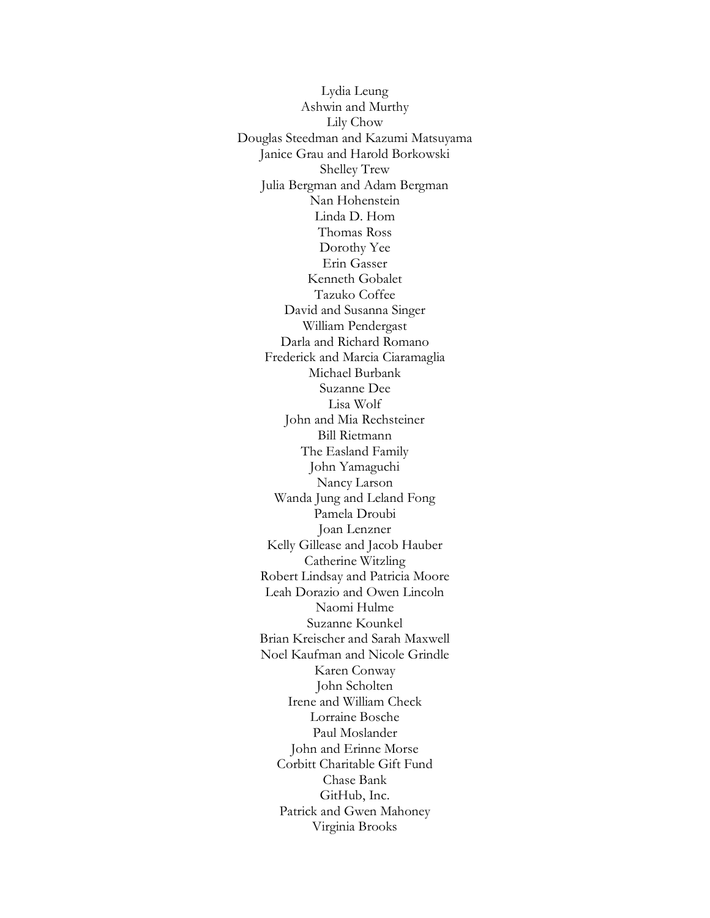Lydia Leung
Ashwin and Murthy
Lily Chow
Douglas Steedman and Kazumi Matsuyama
Janice Grau and Harold Borkowski
Shelley Trew
Julia Bergman and Adam Bergman
Nan Hohenstein
Linda D. Hom
Thomas Ross
Dorothy Yee
Erin Gasser
Kenneth Gobalet
Tazuko Coffee
David and Susanna Singer
William Pendergast
Darla and Richard Romano
Frederick and Marcia Ciaramaglia
Michael Burbank
Suzanne Dee
Lisa Wolf
John and Mia Rechsteiner
Bill Rietmann
The Easland Family
John Yamaguchi
Nancy Larson
Wanda Jung and Leland Fong
Pamela Droubi
Joan Lenzner
Kelly Gillease and Jacob Hauber
Catherine Witzling
Robert Lindsay and Patricia Moore
Leah Dorazio and Owen Lincoln
Naomi Hulme
Suzanne Kounkel
Brian Kreischer and Sarah Maxwell
Noel Kaufman and Nicole Grindle
Karen Conway
John Scholten
Irene and William Check
Lorraine Bosche
Paul Moslander
John and Erinne Morse
Corbitt Charitable Gift Fund
Chase Bank
GitHub, Inc.
Patrick and Gwen Mahoney
Virginia Brooks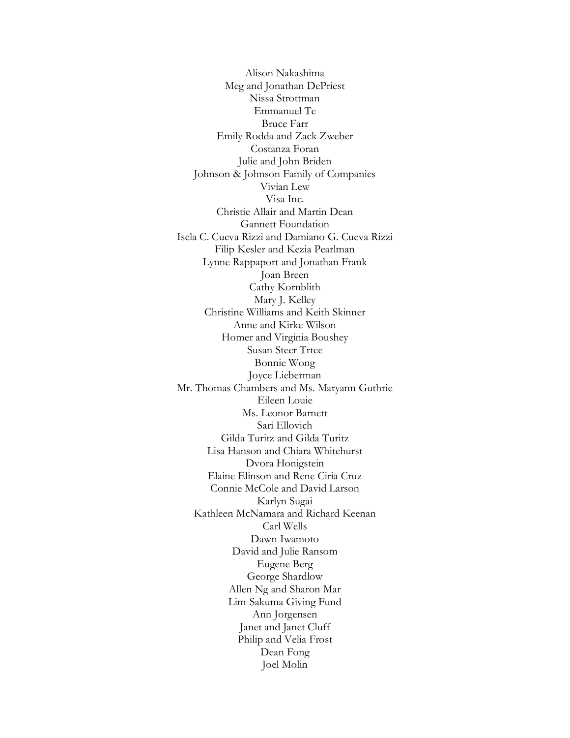Alison Nakashima
Meg and Jonathan DePriest
Nissa Strottman
Emmanuel Te
Bruce Farr
Emily Rodda and Zack Zweber
Costanza Foran
Julie and John Briden
Johnson & Johnson Family of Companies
Vivian Lew
Visa Inc.
Christie Allair and Martin Dean
Gannett Foundation
Isela C. Cueva Rizzi and Damiano G. Cueva Rizzi
Filip Kesler and Kezia Pearlman
Lynne Rappaport and Jonathan Frank
Joan Breen
Cathy Kornblith
Mary J. Kelley
Christine Williams and Keith Skinner
Anne and Kirke Wilson
Homer and Virginia Boushey
Susan Steer Trtee
Bonnie Wong
Joyce Lieberman
Mr. Thomas Chambers and Ms. Maryann Guthrie
Eileen Louie
Ms. Leonor Barnett
Sari Ellovich
Gilda Turitz and Gilda Turitz
Lisa Hanson and Chiara Whitehurst
Dvora Honigstein
Elaine Elinson and Rene Ciria Cruz
Connie McCole and David Larson
Karlyn Sugai
Kathleen McNamara and Richard Keenan
Carl Wells
Dawn Iwamoto
David and Julie Ransom
Eugene Berg
George Shardlow
Allen Ng and Sharon Mar
Lim-Sakuma Giving Fund
Ann Jorgensen
Janet and Janet Cluff
Philip and Velia Frost
Dean Fong
Joel Molin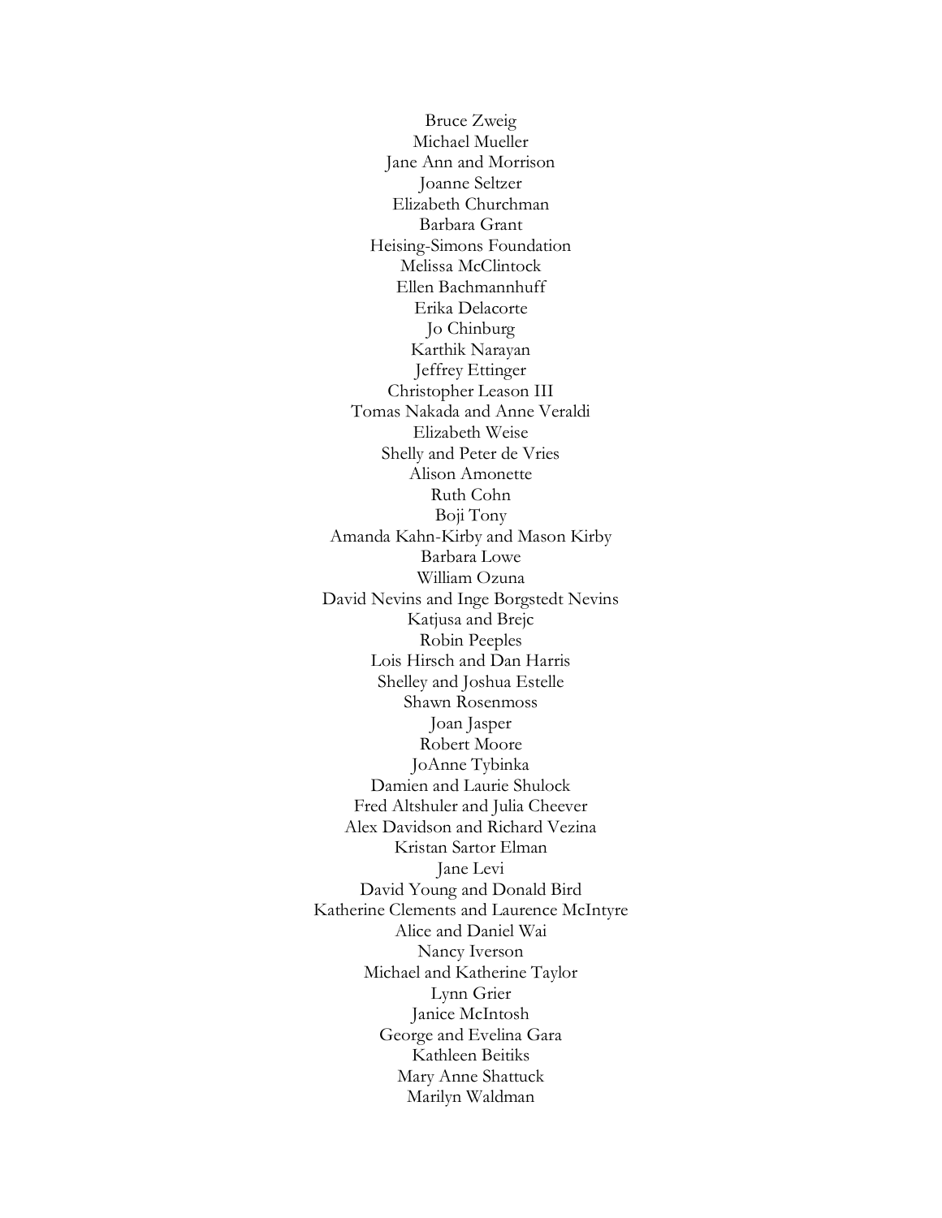Bruce Zweig  
Michael Mueller  
Jane Ann and Morrison  
Joanne Seltzer  
Elizabeth Churchman  
Barbara Grant  
Heising-Simons Foundation  
Melissa McClintock  
Ellen Bachmannhuff  
Erika Delacorte  
Jo Chinburg  
Karthik Narayan  
Jeffrey Ettinger  
Christopher Leason III  
Tomas Nakada and Anne Veraldi  
Elizabeth Weise  
Shelly and Peter de Vries  
Alison Amonette  
Ruth Cohn  
Boji Tony  
Amanda Kahn-Kirby and Mason Kirby  
Barbara Lowe  
William Ozuna  
David Nevins and Inge Borgstedt Nevins  
Katjusa and Brejc  
Robin Peeples  
Lois Hirsch and Dan Harris  
Shelley and Joshua Estelle  
Shawn Rosenmoss  
Joan Jasper  
Robert Moore  
JoAnne Tybinka  
Damien and Laurie Shulock  
Fred Altshuler and Julia Cheever  
Alex Davidson and Richard Vezina  
Kristan Sartor Elman  
Jane Levi  
David Young and Donald Bird  
Katherine Clements and Laurence McIntyre  
Alice and Daniel Wai  
Nancy Iverson  
Michael and Katherine Taylor  
Lynn Grier  
Janice McIntosh  
George and Evelina Gara  
Kathleen Beitiks  
Mary Anne Shattuck  
Marilyn Waldman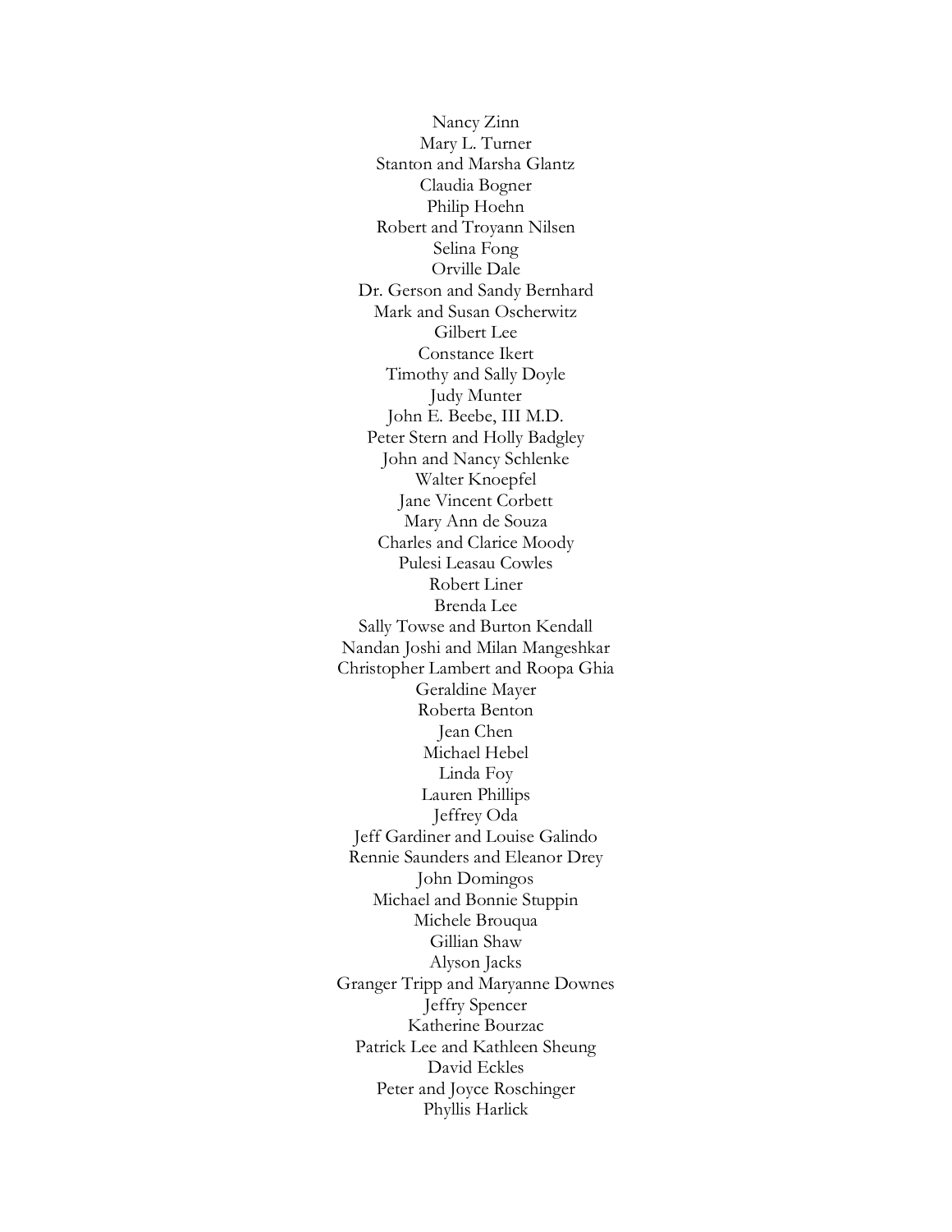Nancy Zinn
Mary L. Turner
Stanton and Marsha Glantz
Claudia Bogner
Philip Hoehn
Robert and Troyann Nilsen
Selina Fong
Orville Dale
Dr. Gerson and Sandy Bernhard
Mark and Susan Oscherwitz
Gilbert Lee
Constance Ikert
Timothy and Sally Doyle
Judy Munter
John E. Beebe, III M.D.
Peter Stern and Holly Badgley
John and Nancy Schlenke
Walter Knoepfel
Jane Vincent Corbett
Mary Ann de Souza
Charles and Clarice Moody
Pulesi Leasau Cowles
Robert Liner
Brenda Lee
Sally Towse and Burton Kendall
Nandan Joshi and Milan Mangeshkar
Christopher Lambert and Roopa Ghia
Geraldine Mayer
Roberta Benton
Jean Chen
Michael Hebel
Linda Foy
Lauren Phillips
Jeffrey Oda
Jeff Gardiner and Louise Galindo
Rennie Saunders and Eleanor Drey
John Domingos
Michael and Bonnie Stuppin
Michele Brouqua
Gillian Shaw
Alyson Jacks
Granger Tripp and Maryanne Downes
Jeffry Spencer
Katherine Bourzac
Patrick Lee and Kathleen Sheung
David Eckles
Peter and Joyce Roschinger
Phyllis Harlick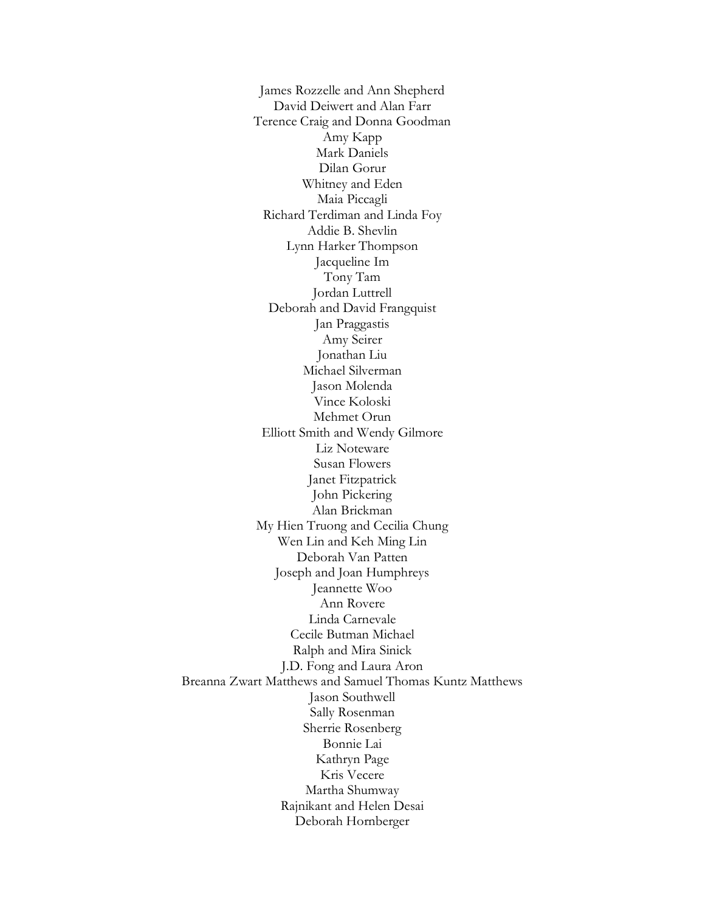James Rozzelle and Ann Shepherd
David Deiwert and Alan Farr
Terence Craig and Donna Goodman
Amy Kapp
Mark Daniels
Dilan Gorur
Whitney and Eden
Maia Piccagli
Richard Terdiman and Linda Foy
Addie B. Shevlin
Lynn Harker Thompson
Jacqueline Im
Tony Tam
Jordan Luttrell
Deborah and David Frangquist
Jan Praggastis
Amy Seirer
Jonathan Liu
Michael Silverman
Jason Molenda
Vince Koloski
Mehmet Orun
Elliott Smith and Wendy Gilmore
Liz Noteware
Susan Flowers
Janet Fitzpatrick
John Pickering
Alan Brickman
My Hien Truong and Cecilia Chung
Wen Lin and Keh Ming Lin
Deborah Van Patten
Joseph and Joan Humphreys
Jeannette Woo
Ann Rovere
Linda Carnevale
Cecile Butman Michael
Ralph and Mira Sinick
J.D. Fong and Laura Aron
Breanna Zwart Matthews and Samuel Thomas Kuntz Matthews
Jason Southwell
Sally Rosenman
Sherrie Rosenberg
Bonnie Lai
Kathryn Page
Kris Vecere
Martha Shumway
Rajnikant and Helen Desai
Deborah Hornberger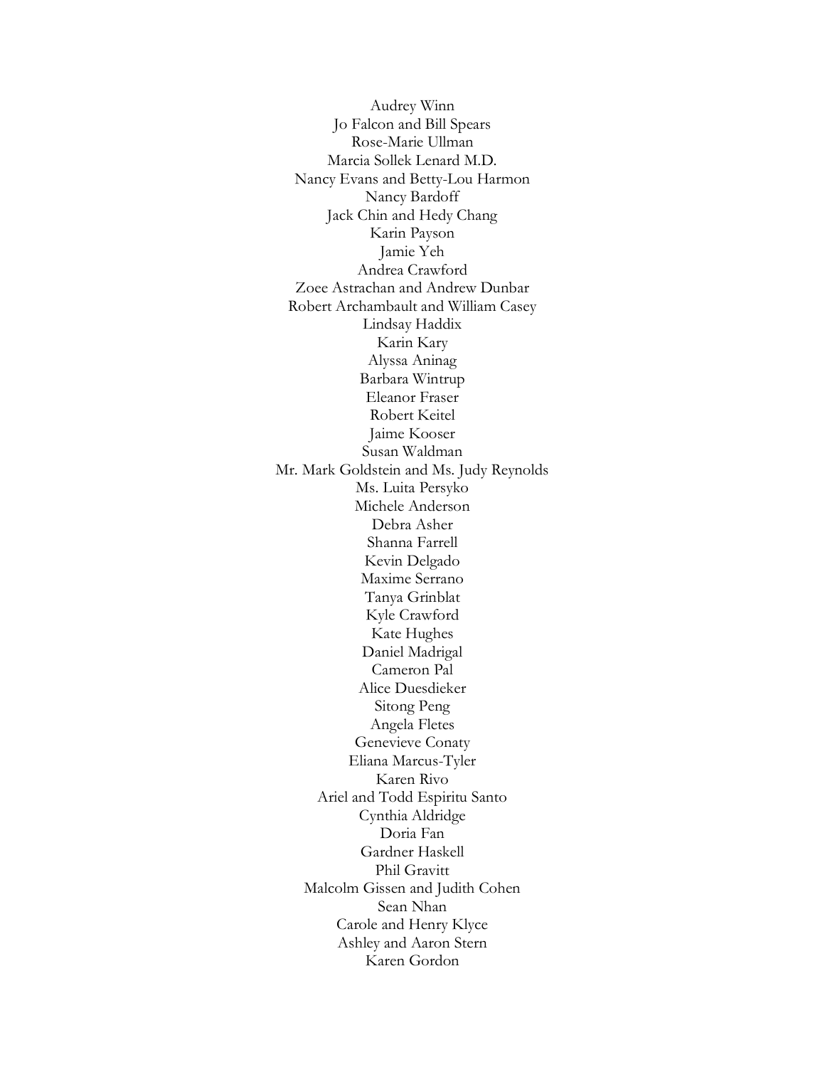Audrey Winn
Jo Falcon and Bill Spears
Rose-Marie Ullman
Marcia Sollek Lenard M.D.
Nancy Evans and Betty-Lou Harmon
Nancy Bardoff
Jack Chin and Hedy Chang
Karin Payson
Jamie Yeh
Andrea Crawford
Zoee Astrachan and Andrew Dunbar
Robert Archambault and William Casey
Lindsay Haddix
Karin Kary
Alyssa Aninag
Barbara Wintrup
Eleanor Fraser
Robert Keitel
Jaime Kooser
Susan Waldman
Mr. Mark Goldstein and Ms. Judy Reynolds
Ms. Luita Persyko
Michele Anderson
Debra Asher
Shanna Farrell
Kevin Delgado
Maxime Serrano
Tanya Grinblat
Kyle Crawford
Kate Hughes
Daniel Madrigal
Cameron Pal
Alice Duesdieker
Sitong Peng
Angela Fletes
Genevieve Conaty
Eliana Marcus-Tyler
Karen Rivo
Ariel and Todd Espiritu Santo
Cynthia Aldridge
Doria Fan
Gardner Haskell
Phil Gravitt
Malcolm Gissen and Judith Cohen
Sean Nhan
Carole and Henry Klyce
Ashley and Aaron Stern
Karen Gordon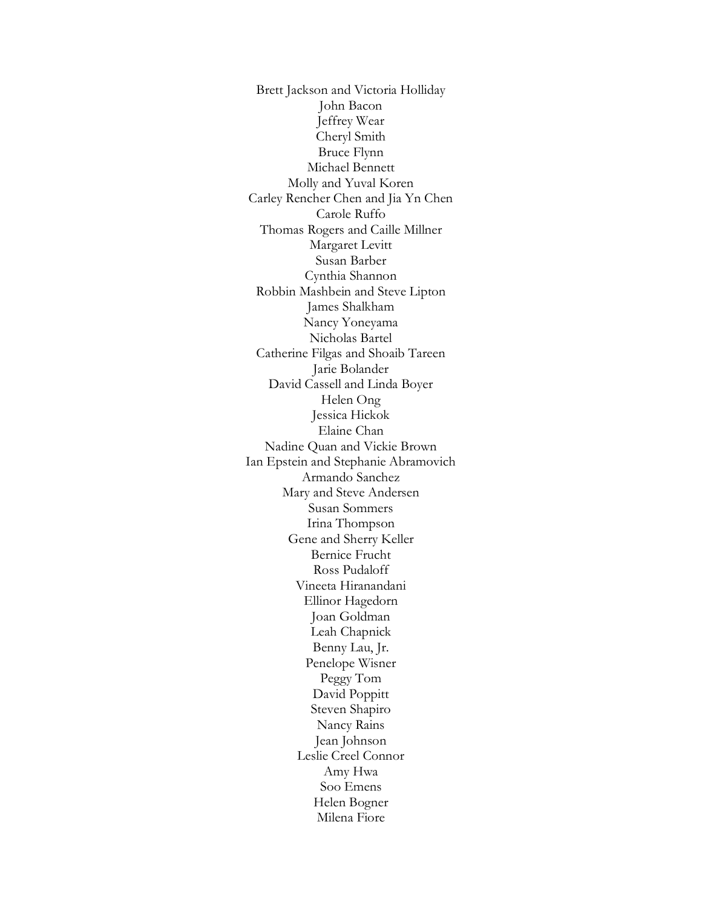Brett Jackson and Victoria Holliday
John Bacon
Jeffrey Wear
Cheryl Smith
Bruce Flynn
Michael Bennett
Molly and Yuval Koren
Carley Rencher Chen and Jia Yn Chen
Carole Ruffo
Thomas Rogers and Caille Millner
Margaret Levitt
Susan Barber
Cynthia Shannon
Robbin Mashbein and Steve Lipton
James Shalkham
Nancy Yoneyama
Nicholas Bartel
Catherine Filgas and Shoaib Tareen
Jarie Bolander
David Cassell and Linda Boyer
Helen Ong
Jessica Hickok
Elaine Chan
Nadine Quan and Vickie Brown
Ian Epstein and Stephanie Abramovich
Armando Sanchez
Mary and Steve Andersen
Susan Sommers
Irina Thompson
Gene and Sherry Keller
Bernice Frucht
Ross Pudaloff
Vineeta Hiranandani
Ellinor Hagedorn
Joan Goldman
Leah Chapnick
Benny Lau, Jr.
Penelope Wisner
Peggy Tom
David Poppitt
Steven Shapiro
Nancy Rains
Jean Johnson
Leslie Creel Connor
Amy Hwa
Soo Emens
Helen Bogner
Milena Fiore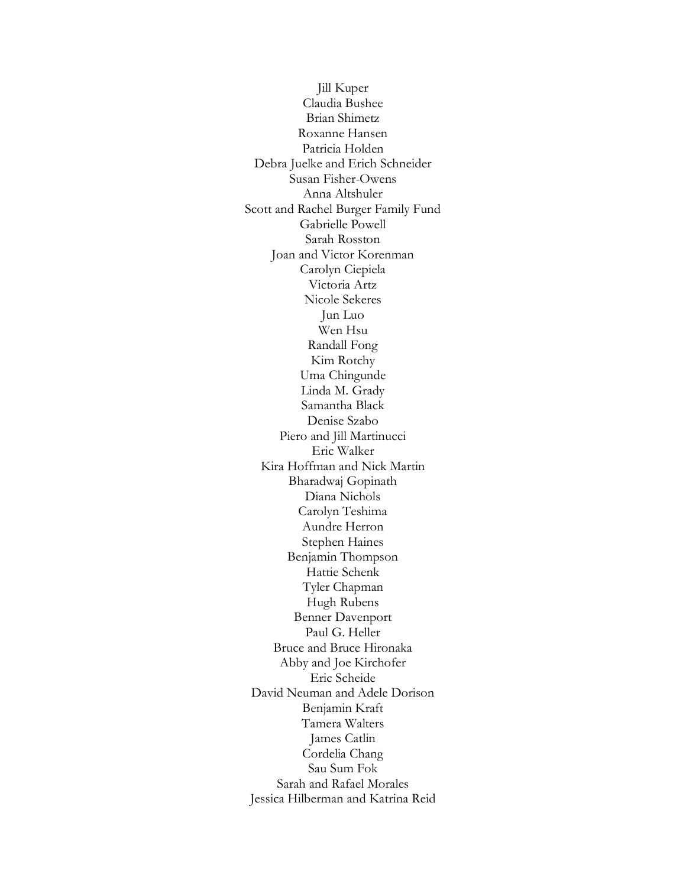Jill Kuper
Claudia Bushee
Brian Shimetz
Roxanne Hansen
Patricia Holden
Debra Juelke and Erich Schneider
Susan Fisher-Owens
Anna Altshuler
Scott and Rachel Burger Family Fund
Gabrielle Powell
Sarah Rosston
Joan and Victor Korenman
Carolyn Ciepiela
Victoria Artz
Nicole Sekeres
Jun Luo
Wen Hsu
Randall Fong
Kim Rotchy
Uma Chingunde
Linda M. Grady
Samantha Black
Denise Szabo
Piero and Jill Martinucci
Eric Walker
Kira Hoffman and Nick Martin
Bharadwaj Gopinath
Diana Nichols
Carolyn Teshima
Aundre Herron
Stephen Haines
Benjamin Thompson
Hattie Schenk
Tyler Chapman
Hugh Rubens
Benner Davenport
Paul G. Heller
Bruce and Bruce Hironaka
Abby and Joe Kirchofer
Eric Scheide
David Neuman and Adele Dorison
Benjamin Kraft
Tamera Walters
James Catlin
Cordelia Chang
Sau Sum Fok
Sarah and Rafael Morales
Jessica Hilberman and Katrina Reid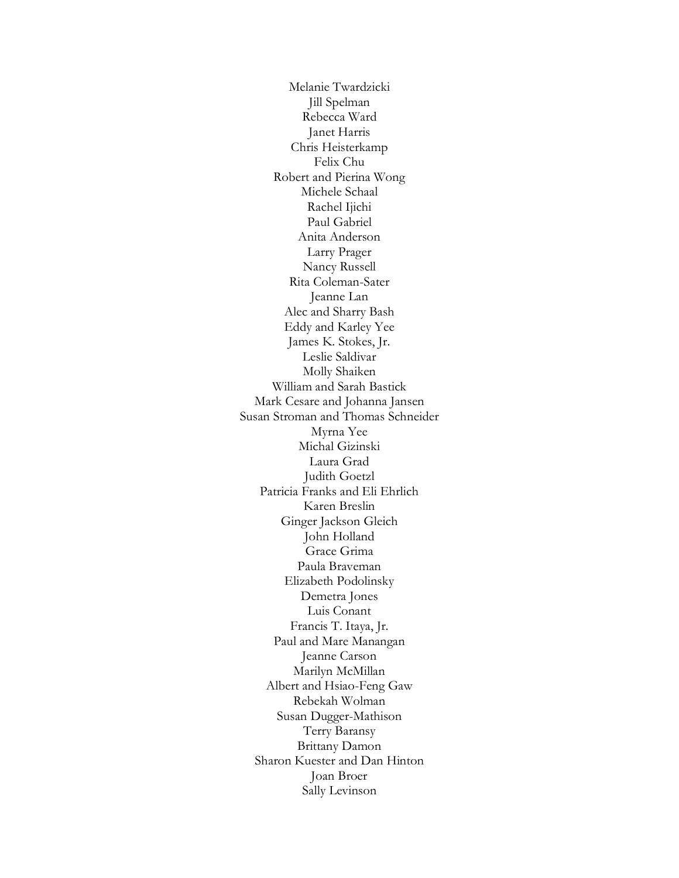Melanie Twardzicki
Jill Spelman
Rebecca Ward
Janet Harris
Chris Heisterkamp
Felix Chu
Robert and Pierina Wong
Michele Schaal
Rachel Ijichi
Paul Gabriel
Anita Anderson
Larry Prager
Nancy Russell
Rita Coleman-Sater
Jeanne Lan
Alec and Sharry Bash
Eddy and Karley Yee
James K. Stokes, Jr.
Leslie Saldivar
Molly Shaiken
William and Sarah Bastick
Mark Cesare and Johanna Jansen
Susan Stroman and Thomas Schneider
Myrna Yee
Michal Gizinski
Laura Grad
Judith Goetzl
Patricia Franks and Eli Ehrlich
Karen Breslin
Ginger Jackson Gleich
John Holland
Grace Grima
Paula Braveman
Elizabeth Podolinsky
Demetra Jones
Luis Conant
Francis T. Itaya, Jr.
Paul and Mare Manangan
Jeanne Carson
Marilyn McMillan
Albert and Hsiao-Feng Gaw
Rebekah Wolman
Susan Dugger-Mathison
Terry Baransy
Brittany Damon
Sharon Kuester and Dan Hinton
Joan Broer
Sally Levinson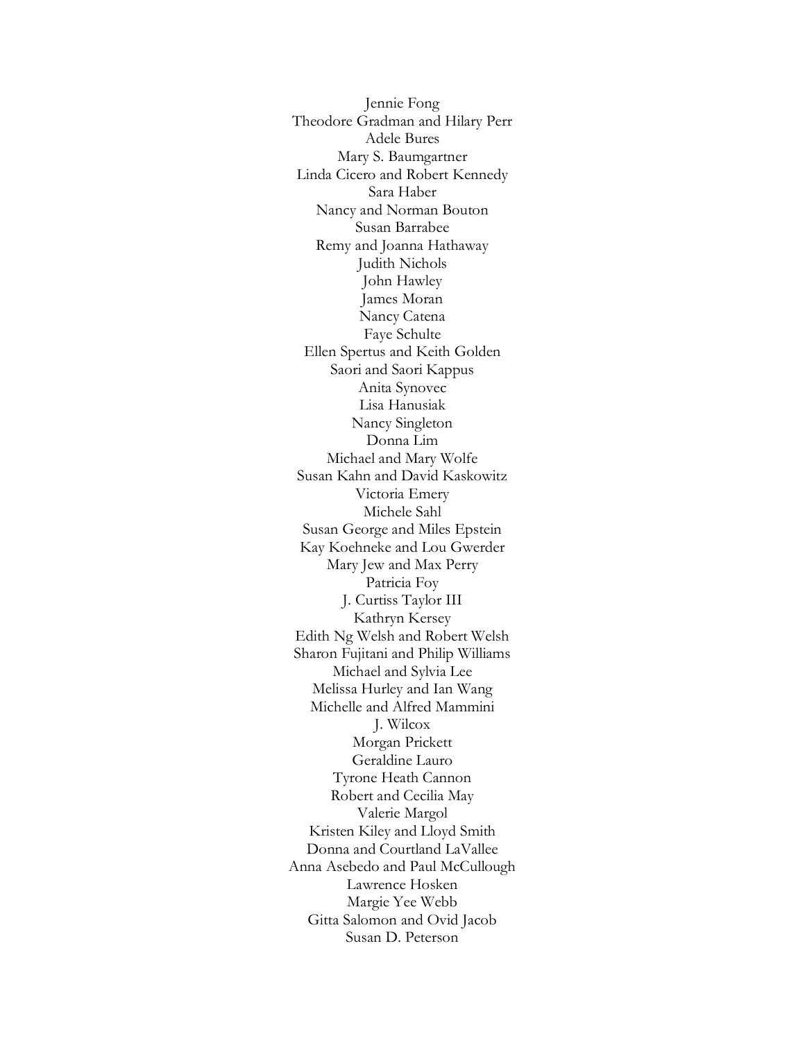Jennie Fong  
Theodore Gradman and Hilary Perr  
Adele Bures  
Mary S. Baumgartner  
Linda Cicero and Robert Kennedy  
Sara Haber  
Nancy and Norman Bouton  
Susan Barrabee  
Remy and Joanna Hathaway  
Judith Nichols  
John Hawley  
James Moran  
Nancy Catena  
Faye Schulte  
Ellen Spertus and Keith Golden  
Saori and Saori Kappus  
Anita Synovec  
Lisa Hanusiak  
Nancy Singleton  
Donna Lim  
Michael and Mary Wolfe  
Susan Kahn and David Kaskowitz  
Victoria Emery  
Michele Sahl  
Susan George and Miles Epstein  
Kay Koehneke and Lou Gwerder  
Mary Jew and Max Perry  
Patricia Foy  
J. Curtiss Taylor III  
Kathryn Kersey  
Edith Ng Welsh and Robert Welsh  
Sharon Fujitani and Philip Williams  
Michael and Sylvia Lee  
Melissa Hurley and Ian Wang  
Michelle and Alfred Mammini  
J. Wilcox  
Morgan Prickett  
Geraldine Lauro  
Tyrone Heath Cannon  
Robert and Cecilia May  
Valerie Margol  
Kristen Kiley and Lloyd Smith  
Donna and Courtland LaVallee  
Anna Asebedo and Paul McCullough  
Lawrence Hosken  
Margie Yee Webb  
Gitta Salomon and Ovid Jacob  
Susan D. Peterson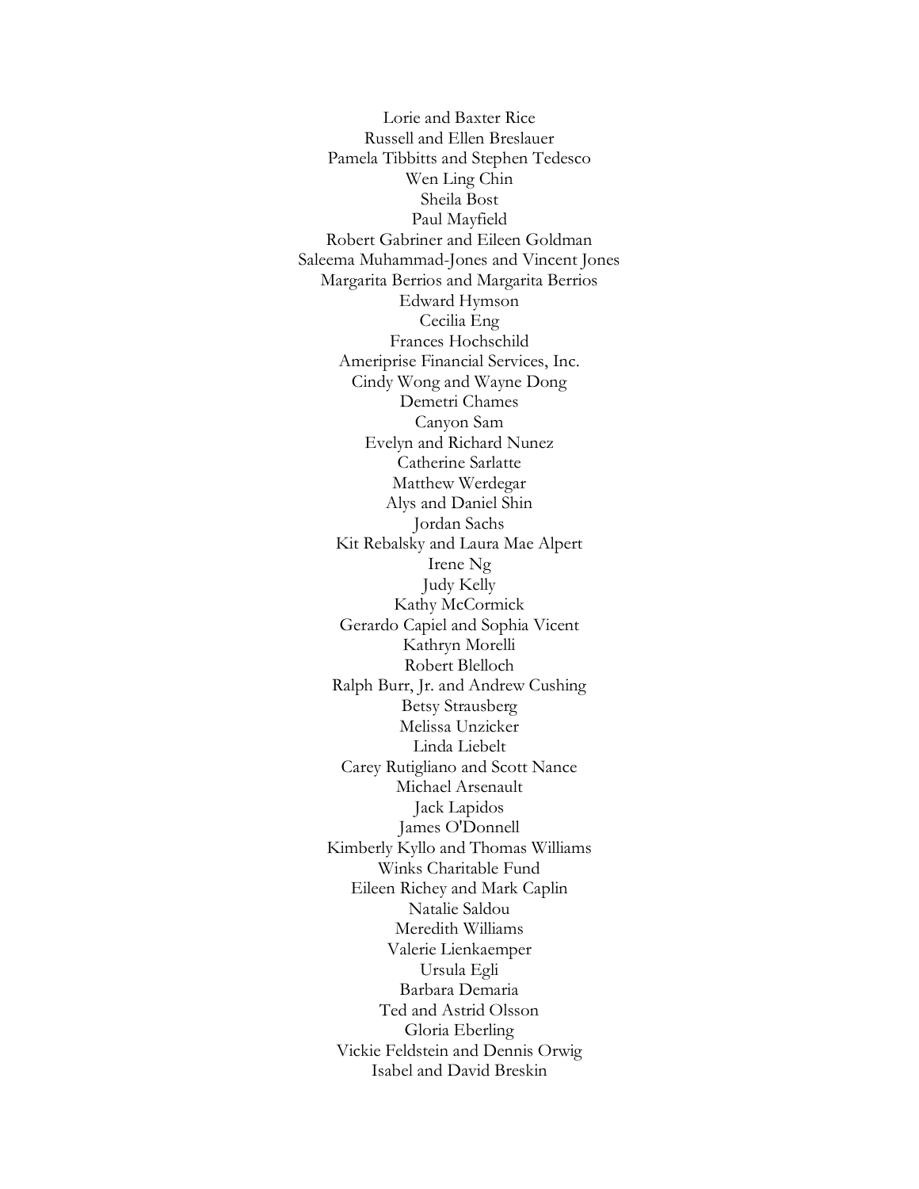Lorie and Baxter Rice
Russell and Ellen Breslauer
Pamela Tibbitts and Stephen Tedesco
Wen Ling Chin
Sheila Bost
Paul Mayfield
Robert Gabriner and Eileen Goldman
Saleema Muhammad-Jones and Vincent Jones
Margarita Berrios and Margarita Berrios
Edward Hymson
Cecilia Eng
Frances Hochschild
Ameriprise Financial Services, Inc.
Cindy Wong and Wayne Dong
Demetri Chames
Canyon Sam
Evelyn and Richard Nunez
Catherine Sarlatte
Matthew Werdegar
Alys and Daniel Shin
Jordan Sachs
Kit Rebalsky and Laura Mae Alpert
Irene Ng
Judy Kelly
Kathy McCormick
Gerardo Capiel and Sophia Vicent
Kathryn Morelli
Robert Blelloch
Ralph Burr, Jr. and Andrew Cushing
Betsy Strausberg
Melissa Unzicker
Linda Liebelt
Carey Rutigliano and Scott Nance
Michael Arsenault
Jack Lapidos
James O'Donnell
Kimberly Kyllo and Thomas Williams
Winks Charitable Fund
Eileen Richey and Mark Caplin
Natalie Saldou
Meredith Williams
Valerie Lienkaemper
Ursula Egli
Barbara Demaria
Ted and Astrid Olsson
Gloria Eberling
Vickie Feldstein and Dennis Orwig
Isabel and David Breskin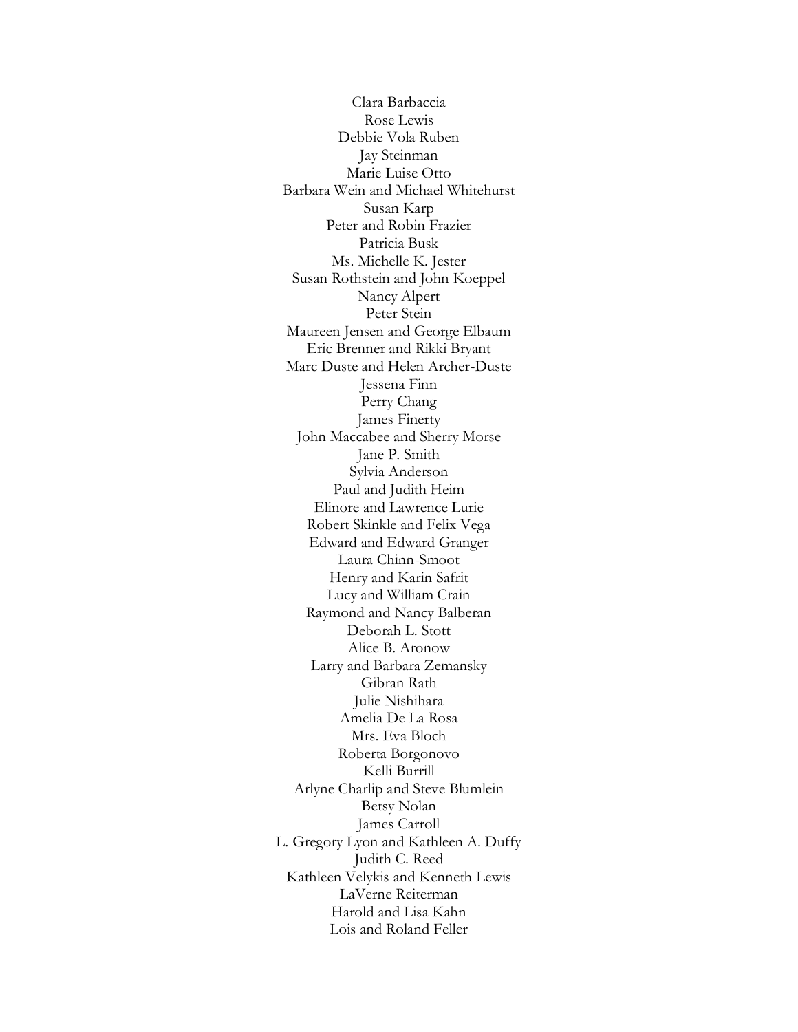Clara Barbaccia  
Rose Lewis  
Debbie Vola Ruben  
Jay Steinman  
Marie Luise Otto  
Barbara Wein and Michael Whitehurst  
Susan Karp  
Peter and Robin Frazier  
Patricia Busk  
Ms. Michelle K. Jester  
Susan Rothstein and John Koeppel  
Nancy Alpert  
Peter Stein  
Maureen Jensen and George Elbaum  
Eric Brenner and Rikki Bryant  
Marc Duste and Helen Archer-Duste  
Jessena Finn  
Perry Chang  
James Finerty  
John Maccabee and Sherry Morse  
Jane P. Smith  
Sylvia Anderson  
Paul and Judith Heim  
Elinore and Lawrence Lurie  
Robert Skinkle and Felix Vega  
Edward and Edward Granger  
Laura Chinn-Smoot  
Henry and Karin Safrit  
Lucy and William Crain  
Raymond and Nancy Balberan  
Deborah L. Stott  
Alice B. Aronow  
Larry and Barbara Zemansky  
Gibran Rath  
Julie Nishihara  
Amelia De La Rosa  
Mrs. Eva Bloch  
Roberta Borgonovo  
Kelli Burrill  
Arlyne Charlip and Steve Blumlein  
Betsy Nolan  
James Carroll  
L. Gregory Lyon and Kathleen A. Duffy  
Judith C. Reed  
Kathleen Velykis and Kenneth Lewis  
LaVerne Reiterman  
Harold and Lisa Kahn  
Lois and Roland Feller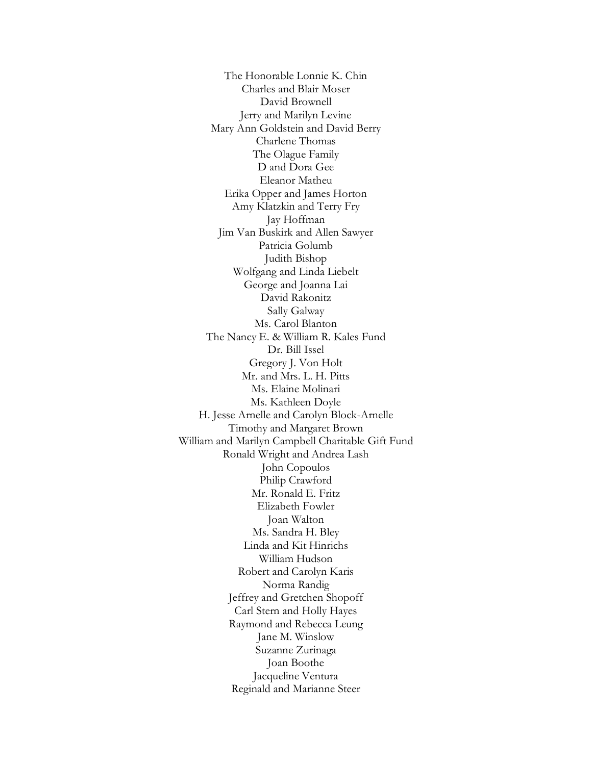The Honorable Lonnie K. Chin
Charles and Blair Moser
David Brownell
Jerry and Marilyn Levine
Mary Ann Goldstein and David Berry
Charlene Thomas
The Olague Family
D and Dora Gee
Eleanor Matheu
Erika Opper and James Horton
Amy Klatzkin and Terry Fry
Jay Hoffman
Jim Van Buskirk and Allen Sawyer
Patricia Golumb
Judith Bishop
Wolfgang and Linda Liebelt
George and Joanna Lai
David Rakonitz
Sally Galway
Ms. Carol Blanton
The Nancy E. & William R. Kales Fund
Dr. Bill Issel
Gregory J. Von Holt
Mr. and Mrs. L. H. Pitts
Ms. Elaine Molinari
Ms. Kathleen Doyle
H. Jesse Arnelle and Carolyn Block-Arnelle
Timothy and Margaret Brown
William and Marilyn Campbell Charitable Gift Fund
Ronald Wright and Andrea Lash
John Copoulos
Philip Crawford
Mr. Ronald E. Fritz
Elizabeth Fowler
Joan Walton
Ms. Sandra H. Bley
Linda and Kit Hinrichs
William Hudson
Robert and Carolyn Karis
Norma Randig
Jeffrey and Gretchen Shopoff
Carl Stern and Holly Hayes
Raymond and Rebecca Leung
Jane M. Winslow
Suzanne Zurinaga
Joan Boothe
Jacqueline Ventura
Reginald and Marianne Steer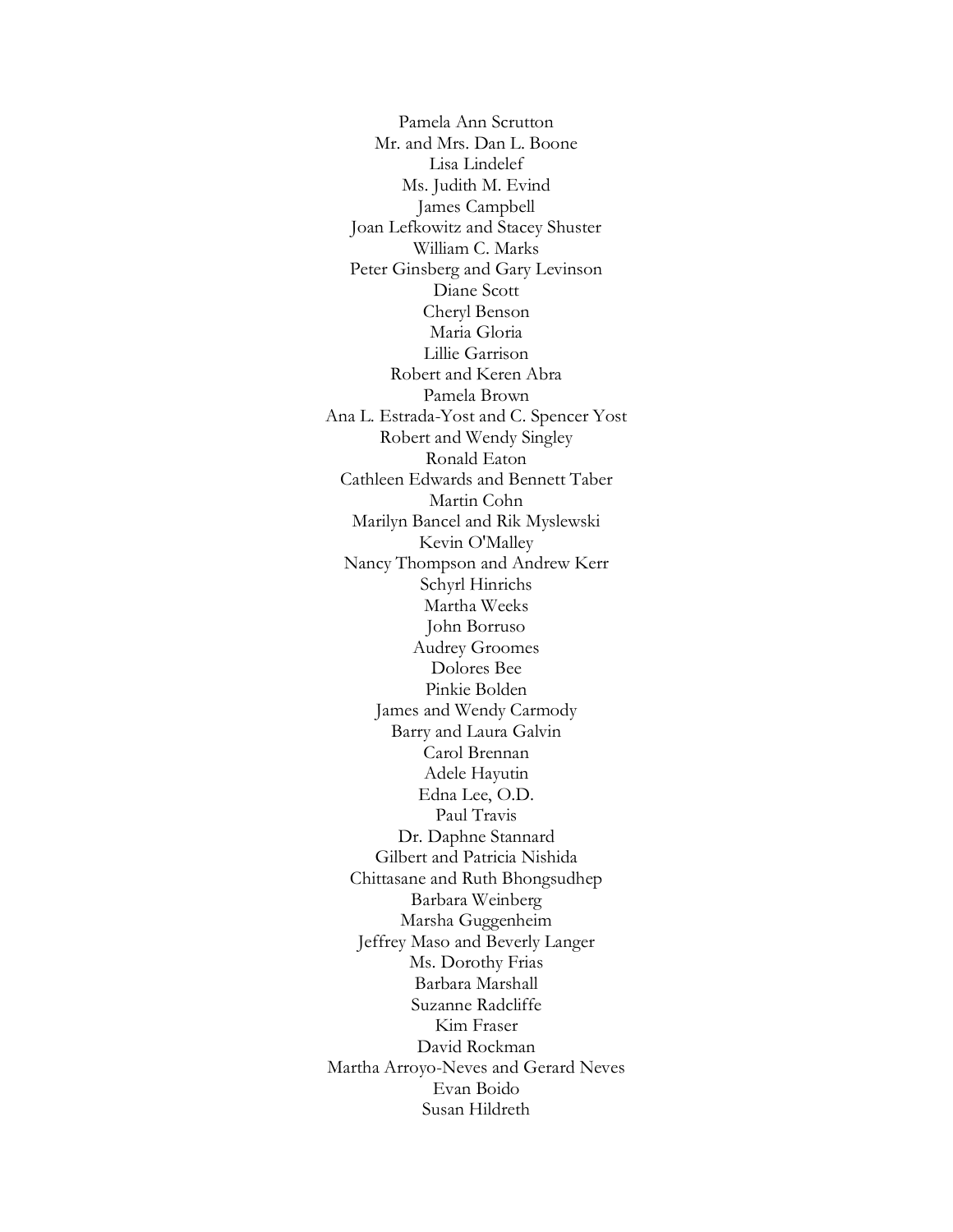Pamela Ann Scrutton
Mr. and Mrs. Dan L. Boone
Lisa Lindelef
Ms. Judith M. Evind
James Campbell
Joan Lefkowitz and Stacey Shuster
William C. Marks
Peter Ginsberg and Gary Levinson
Diane Scott
Cheryl Benson
Maria Gloria
Lillie Garrison
Robert and Keren Abra
Pamela Brown
Ana L. Estrada-Yost and C. Spencer Yost
Robert and Wendy Singley
Ronald Eaton
Cathleen Edwards and Bennett Taber
Martin Cohn
Marilyn Bancel and Rik Myslewski
Kevin O'Malley
Nancy Thompson and Andrew Kerr
Schyrl Hinrichs
Martha Weeks
John Borruso
Audrey Groomes
Dolores Bee
Pinkie Bolden
James and Wendy Carmody
Barry and Laura Galvin
Carol Brennan
Adele Hayutin
Edna Lee, O.D.
Paul Travis
Dr. Daphne Stannard
Gilbert and Patricia Nishida
Chittasane and Ruth Bhongsudhep
Barbara Weinberg
Marsha Guggenheim
Jeffrey Maso and Beverly Langer
Ms. Dorothy Frias
Barbara Marshall
Suzanne Radcliffe
Kim Fraser
David Rockman
Martha Arroyo-Neves and Gerard Neves
Evan Boido
Susan Hildreth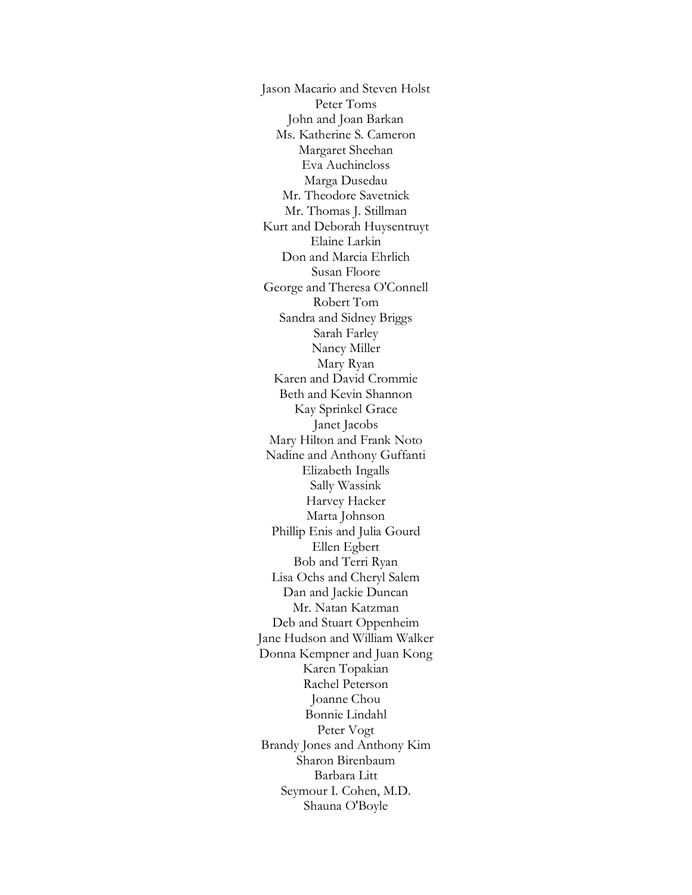Jason Macario and Steven Holst
Peter Toms
John and Joan Barkan
Ms. Katherine S. Cameron
Margaret Sheehan
Eva Auchincloss
Marga Dusedau
Mr. Theodore Savetnick
Mr. Thomas J. Stillman
Kurt and Deborah Huysentruyt
Elaine Larkin
Don and Marcia Ehrlich
Susan Floore
George and Theresa O'Connell
Robert Tom
Sandra and Sidney Briggs
Sarah Farley
Nancy Miller
Mary Ryan
Karen and David Crommie
Beth and Kevin Shannon
Kay Sprinkel Grace
Janet Jacobs
Mary Hilton and Frank Noto
Nadine and Anthony Guffanti
Elizabeth Ingalls
Sally Wassink
Harvey Hacker
Marta Johnson
Phillip Enis and Julia Gourd
Ellen Egbert
Bob and Terri Ryan
Lisa Ochs and Cheryl Salem
Dan and Jackie Duncan
Mr. Natan Katzman
Deb and Stuart Oppenheim
Jane Hudson and William Walker
Donna Kempner and Juan Kong
Karen Topakian
Rachel Peterson
Joanne Chou
Bonnie Lindahl
Peter Vogt
Brandy Jones and Anthony Kim
Sharon Birenbaum
Barbara Litt
Seymour I. Cohen, M.D.
Shauna O'Boyle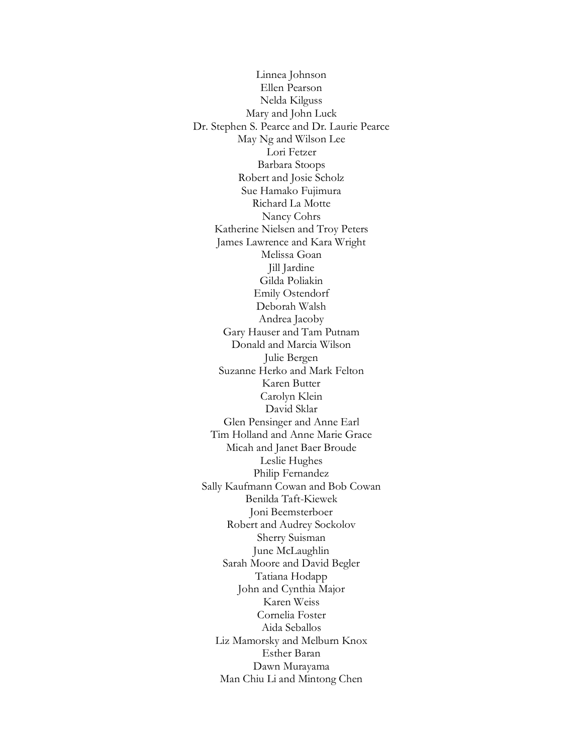Linnea Johnson
Ellen Pearson
Nelda Kilguss
Mary and John Luck
Dr. Stephen S. Pearce and Dr. Laurie Pearce
May Ng and Wilson Lee
Lori Fetzer
Barbara Stoops
Robert and Josie Scholz
Sue Hamako Fujimura
Richard La Motte
Nancy Cohrs
Katherine Nielsen and Troy Peters
James Lawrence and Kara Wright
Melissa Goan
Jill Jardine
Gilda Poliakin
Emily Ostendorf
Deborah Walsh
Andrea Jacoby
Gary Hauser and Tam Putnam
Donald and Marcia Wilson
Julie Bergen
Suzanne Herko and Mark Felton
Karen Butter
Carolyn Klein
David Sklar
Glen Pensinger and Anne Earl
Tim Holland and Anne Marie Grace
Micah and Janet Baer Broude
Leslie Hughes
Philip Fernandez
Sally Kaufmann Cowan and Bob Cowan
Benilda Taft-Kiewek
Joni Beemsterboer
Robert and Audrey Sockolov
Sherry Suisman
June McLaughlin
Sarah Moore and David Begler
Tatiana Hodapp
John and Cynthia Major
Karen Weiss
Cornelia Foster
Aida Seballos
Liz Mamorsky and Melburn Knox
Esther Baran
Dawn Murayama
Man Chiu Li and Mintong Chen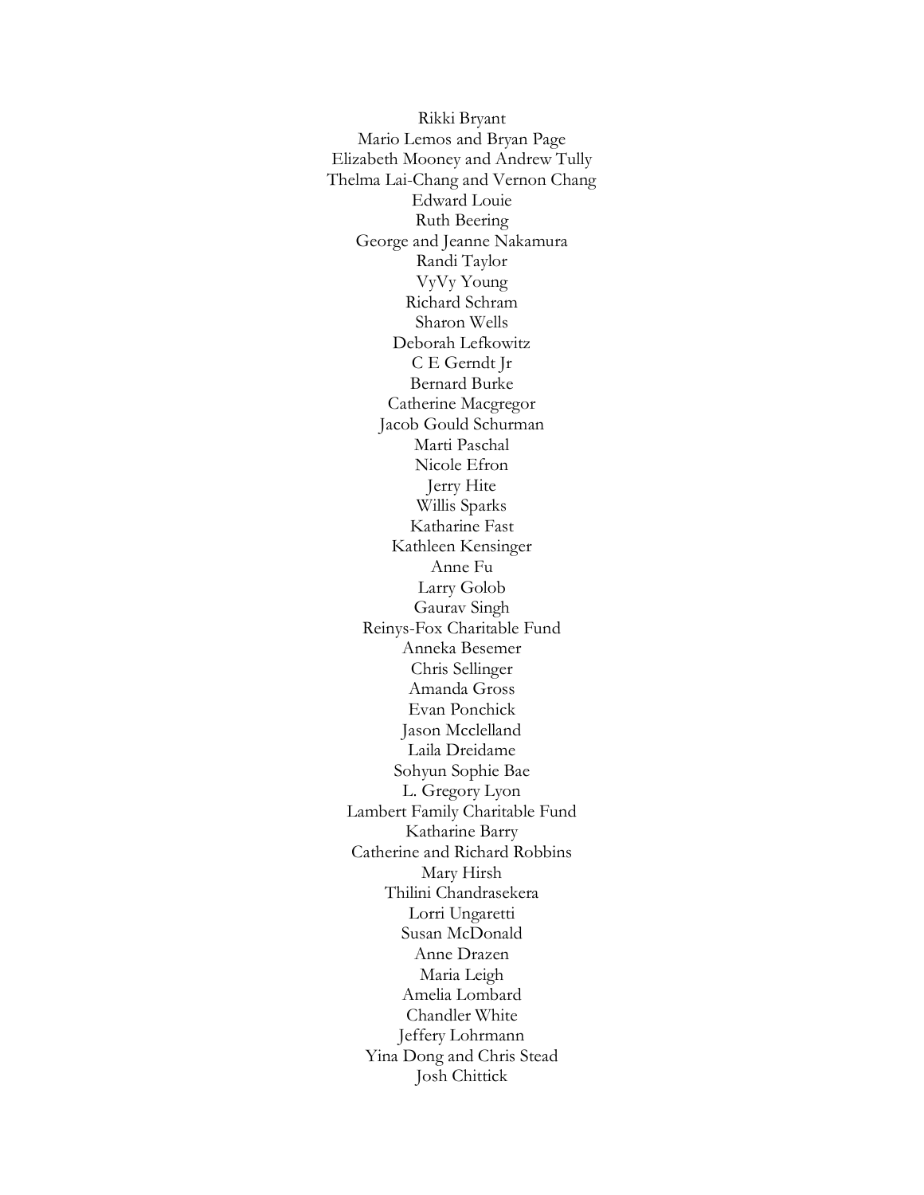Rikki Bryant
Mario Lemos and Bryan Page
Elizabeth Mooney and Andrew Tully
Thelma Lai-Chang and Vernon Chang
Edward Louie
Ruth Beering
George and Jeanne Nakamura
Randi Taylor
VyVy Young
Richard Schram
Sharon Wells
Deborah Lefkowitz
C E Gerndt Jr
Bernard Burke
Catherine Macgregor
Jacob Gould Schurman
Marti Paschal
Nicole Efron
Jerry Hite
Willis Sparks
Katharine Fast
Kathleen Kensinger
Anne Fu
Larry Golob
Gaurav Singh
Reinys-Fox Charitable Fund
Anneka Besemer
Chris Sellinger
Amanda Gross
Evan Ponchick
Jason Mcclelland
Laila Dreidame
Sohyun Sophie Bae
L. Gregory Lyon
Lambert Family Charitable Fund
Katharine Barry
Catherine and Richard Robbins
Mary Hirsh
Thilini Chandrasekera
Lorri Ungaretti
Susan McDonald
Anne Drazen
Maria Leigh
Amelia Lombard
Chandler White
Jeffery Lohrmann
Yina Dong and Chris Stead
Josh Chittick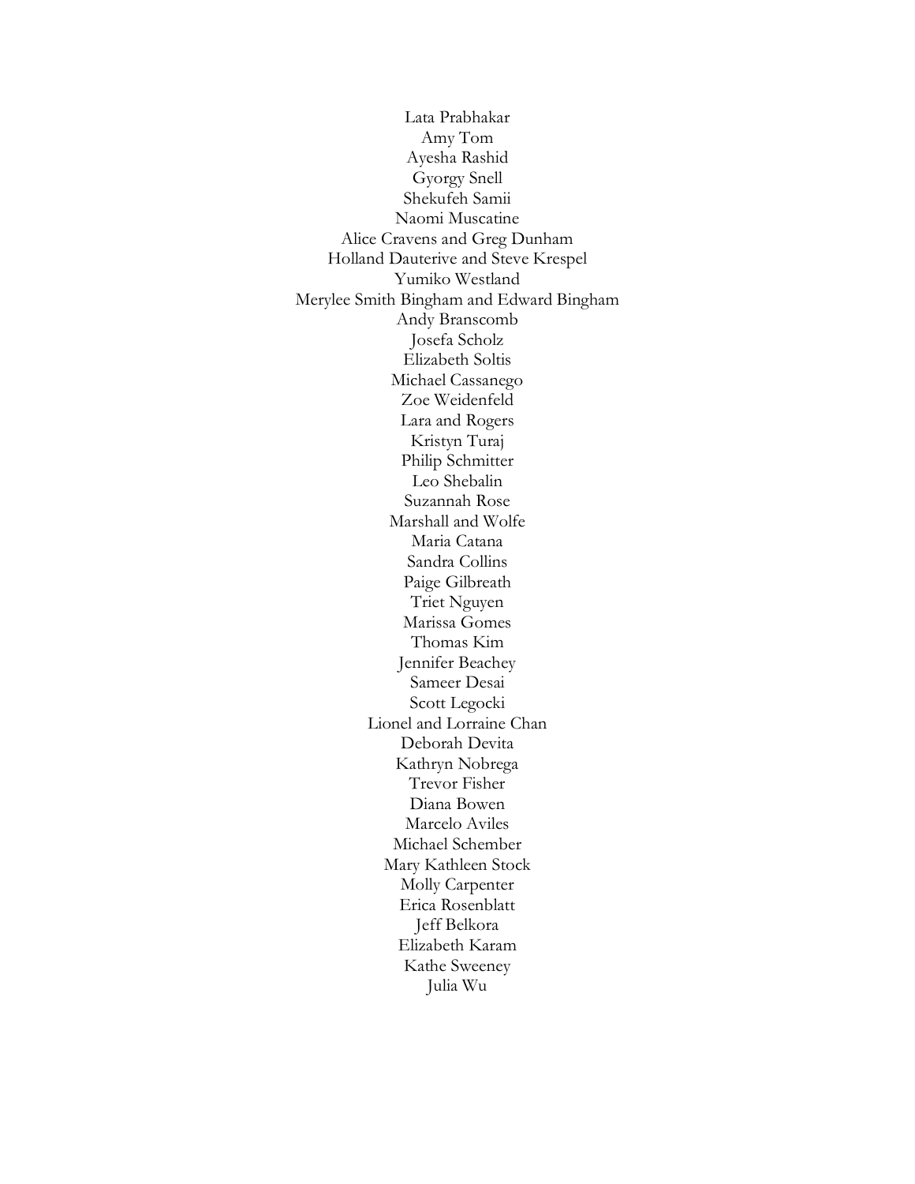Lata Prabhakar
Amy Tom
Ayesha Rashid
Gyorgy Snell
Shekufeh Samii
Naomi Muscatine
Alice Cravens and Greg Dunham
Holland Dauterive and Steve Krespel
Yumiko Westland
Merylee Smith Bingham and Edward Bingham
Andy Branscomb
Josefa Scholz
Elizabeth Soltis
Michael Cassanego
Zoe Weidenfeld
Lara and Rogers
Kristyn Turaj
Philip Schmitter
Leo Shebalin
Suzannah Rose
Marshall and Wolfe
Maria Catana
Sandra Collins
Paige Gilbreath
Triet Nguyen
Marissa Gomes
Thomas Kim
Jennifer Beachey
Sameer Desai
Scott Legocki
Lionel and Lorraine Chan
Deborah Devita
Kathryn Nobrega
Trevor Fisher
Diana Bowen
Marcelo Aviles
Michael Schember
Mary Kathleen Stock
Molly Carpenter
Erica Rosenblatt
Jeff Belkora
Elizabeth Karam
Kathe Sweeney
Julia Wu